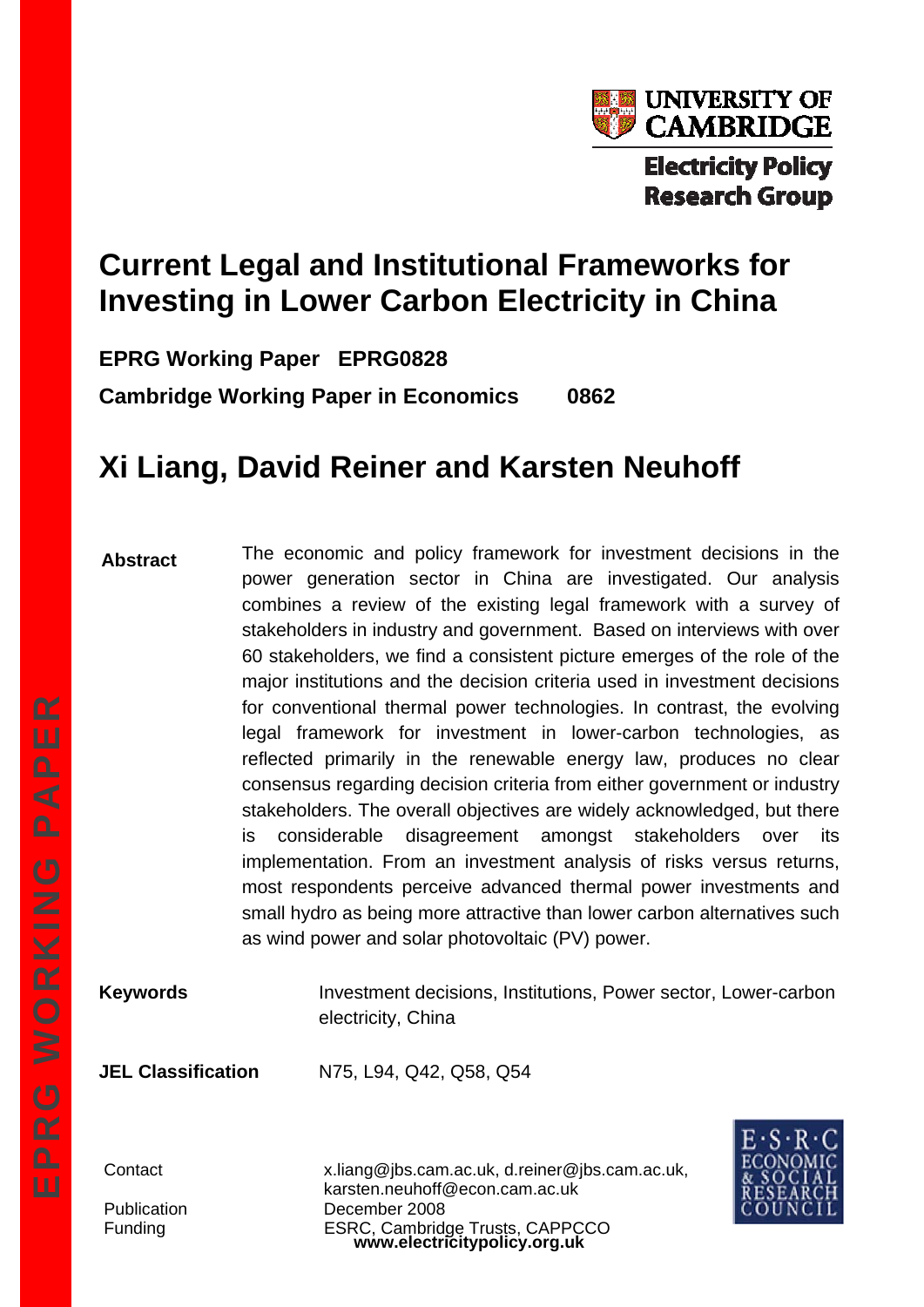UNIVERSITY OF CAMBRIDGE

Electricity Policy Research Group

# Current Legal and Institutional Frameworks for Investing in Lower Carbon Electricity in China

**EPRG Working Paper EPRG0828**

**Cambridge Working Paper in Economics 0862**

## Xi Liang, David Reiner and Karsten Neuhoff

**Abstract**

The economic and policy framework for investment decisions in the power generation sector in China are investigated. Our analysis combines a review of the existing legal framework with a survey of stakeholders in industry and government. Based on interviews with over 60 stakeholders, we find a consistent picture emerges of the role of the major institutions and the decision criteria used in investment decisions for conventional thermal power technologies. In contrast, the evolving legal framework for investment in lower-carbon technologies, as reflected primarily in the renewable energy law, produces no clear consensus regarding decision criteria from either government or industry stakeholders. The overall objectives are widely acknowledged, but there is considerable disagreement amongst stakeholders over its implementation. From an investment analysis of risks versus returns, most respondents perceive advanced thermal power investments and small hydro as being more attractive than lower carbon alternatives such as wind power and solar photovoltaic (PV) power.

**Keywords** Investment decisions, Institutions, Power sector, Lower-carbon electricity, China

**JEL Classification** N75, L94, Q42, Q58, Q54

Contact x.liang@jbs.cam.ac.uk, d.reiner@jbs.cam.ac.uk, karsten.neuhoff@econ.cam.ac.uk

Publication December 2008

Funding ESRC, Cambridge Trusts, CAPPCCO

**www.electricitypolicy.org.uk**

EPRG WORKING PAPER

E·S·R·C ECONOMIC & SOCIAL RESEARCH COUNCIL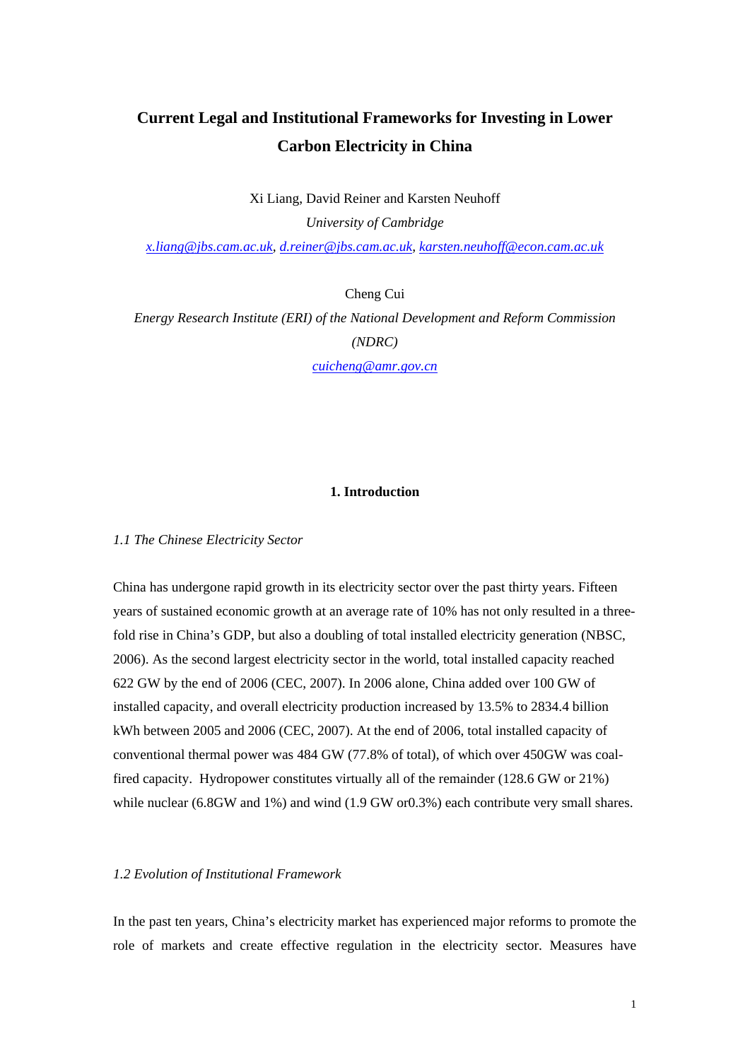# Current Legal and Institutional Frameworks for Investing in Lower Carbon Electricity in China

Xi Liang, David Reiner and Karsten Neuhoff

*University of Cambridge*

x.liang@jbs.cam.ac.uk, d.reiner@jbs.cam.ac.uk, karsten.neuhoff@econ.cam.ac.uk

Cheng Cui

*Energy Research Institute (ERI) of the National Development and Reform Commission (NDRC)*

cuicheng@amr.gov.cn

## 1. Introduction

### *1.1 The Chinese Electricity Sector*

China has undergone rapid growth in its electricity sector over the past thirty years. Fifteen years of sustained economic growth at an average rate of 10% has not only resulted in a three-fold rise in China's GDP, but also a doubling of total installed electricity generation (NBSC, 2006). As the second largest electricity sector in the world, total installed capacity reached 622 GW by the end of 2006 (CEC, 2007). In 2006 alone, China added over 100 GW of installed capacity, and overall electricity production increased by 13.5% to 2834.4 billion kWh between 2005 and 2006 (CEC, 2007). At the end of 2006, total installed capacity of conventional thermal power was 484 GW (77.8% of total), of which over 450GW was coal-fired capacity. Hydropower constitutes virtually all of the remainder (128.6 GW or 21%) while nuclear (6.8GW and 1%) and wind (1.9 GW or0.3%) each contribute very small shares.

### *1.2 Evolution of Institutional Framework*

In the past ten years, China's electricity market has experienced major reforms to promote the role of markets and create effective regulation in the electricity sector. Measures have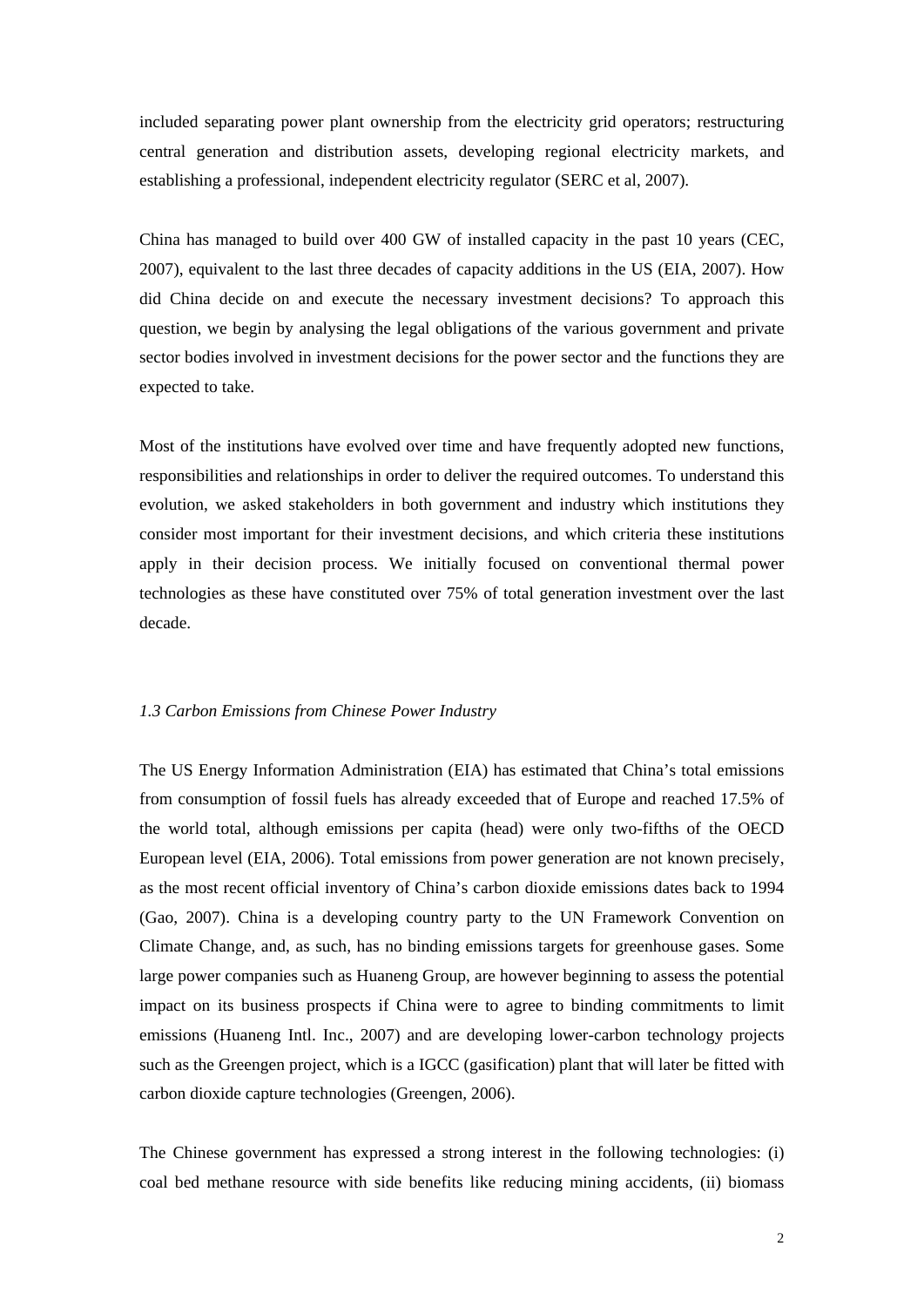included separating power plant ownership from the electricity grid operators; restructuring central generation and distribution assets, developing regional electricity markets, and establishing a professional, independent electricity regulator (SERC et al, 2007).

China has managed to build over 400 GW of installed capacity in the past 10 years (CEC, 2007), equivalent to the last three decades of capacity additions in the US (EIA, 2007). How did China decide on and execute the necessary investment decisions? To approach this question, we begin by analysing the legal obligations of the various government and private sector bodies involved in investment decisions for the power sector and the functions they are expected to take.

Most of the institutions have evolved over time and have frequently adopted new functions, responsibilities and relationships in order to deliver the required outcomes. To understand this evolution, we asked stakeholders in both government and industry which institutions they consider most important for their investment decisions, and which criteria these institutions apply in their decision process. We initially focused on conventional thermal power technologies as these have constituted over 75% of total generation investment over the last decade.

### *1.3 Carbon Emissions from Chinese Power Industry*

The US Energy Information Administration (EIA) has estimated that China's total emissions from consumption of fossil fuels has already exceeded that of Europe and reached 17.5% of the world total, although emissions per capita (head) were only two-fifths of the OECD European level (EIA, 2006). Total emissions from power generation are not known precisely, as the most recent official inventory of China's carbon dioxide emissions dates back to 1994 (Gao, 2007). China is a developing country party to the UN Framework Convention on Climate Change, and, as such, has no binding emissions targets for greenhouse gases. Some large power companies such as Huaneng Group, are however beginning to assess the potential impact on its business prospects if China were to agree to binding commitments to limit emissions (Huaneng Intl. Inc., 2007) and are developing lower-carbon technology projects such as the Greengen project, which is a IGCC (gasification) plant that will later be fitted with carbon dioxide capture technologies (Greengen, 2006).

The Chinese government has expressed a strong interest in the following technologies: (i) coal bed methane resource with side benefits like reducing mining accidents, (ii) biomass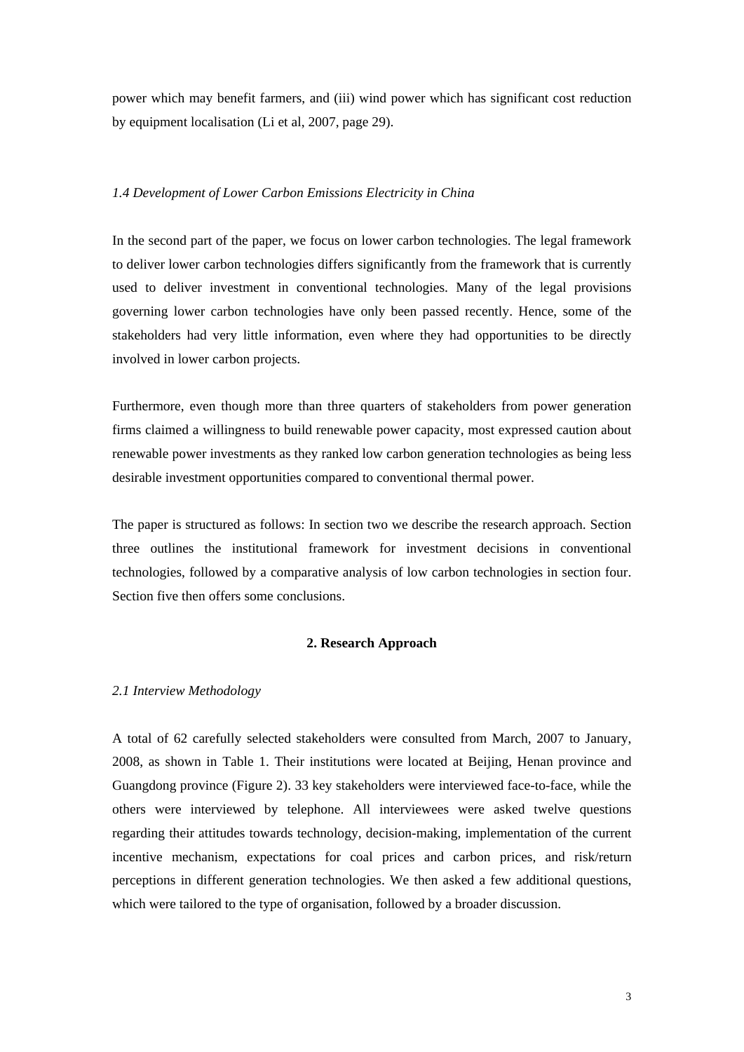power which may benefit farmers, and (iii) wind power which has significant cost reduction by equipment localisation (Li et al, 2007, page 29).

### *1.4 Development of Lower Carbon Emissions Electricity in China*

In the second part of the paper, we focus on lower carbon technologies. The legal framework to deliver lower carbon technologies differs significantly from the framework that is currently used to deliver investment in conventional technologies. Many of the legal provisions governing lower carbon technologies have only been passed recently. Hence, some of the stakeholders had very little information, even where they had opportunities to be directly involved in lower carbon projects.

Furthermore, even though more than three quarters of stakeholders from power generation firms claimed a willingness to build renewable power capacity, most expressed caution about renewable power investments as they ranked low carbon generation technologies as being less desirable investment opportunities compared to conventional thermal power.

The paper is structured as follows: In section two we describe the research approach. Section three outlines the institutional framework for investment decisions in conventional technologies, followed by a comparative analysis of low carbon technologies in section four. Section five then offers some conclusions.

## 2. Research Approach

### *2.1 Interview Methodology*

A total of 62 carefully selected stakeholders were consulted from March, 2007 to January, 2008, as shown in Table 1. Their institutions were located at Beijing, Henan province and Guangdong province (Figure 2). 33 key stakeholders were interviewed face-to-face, while the others were interviewed by telephone. All interviewees were asked twelve questions regarding their attitudes towards technology, decision-making, implementation of the current incentive mechanism, expectations for coal prices and carbon prices, and risk/return perceptions in different generation technologies. We then asked a few additional questions, which were tailored to the type of organisation, followed by a broader discussion.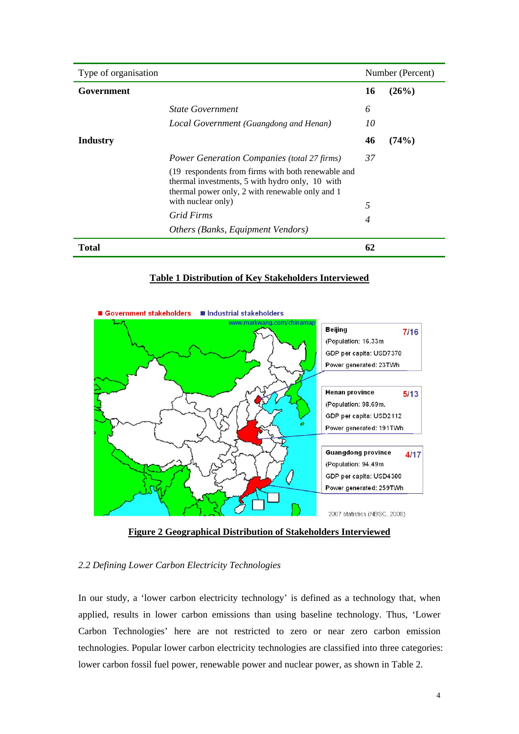| Type of organisation | | Number | (Percent) |
|---|---|---|---|
| **Government** | | **16** | **(26%)** |
| | *State Government* | *6* | |
| | *Local Government (Guangdong and Henan)* | *10* | |
| **Industry** | | **46** | **(74%)** |
| | *Power Generation Companies (total 27 firms)* (19 respondents from firms with both renewable and thermal investments, 5 with hydro only, 10 with thermal power only, 2 with renewable only and 1 with nuclear only) | *37* | |
| | *Grid Firms* | *5* | |
| | *Others (Banks, Equipment Vendors)* | *4* | |
| **Total** | | **62** | |

**Table 1 Distribution of Key Stakeholders Interviewed**

■ Government stakeholders ■ Industrial stakeholders

www.markwang.com/chinamap

| Region | Government/Industrial stakeholders | Population | GDP per capita | Power generated |
|---|---|---|---|---|
| Beijing | 7/16 | 16.33m | USD7370 | 23TWh |
| Henan province | 5/13 | 98.69m | USD2112 | 191TWh |
| Guangdong province | 4/17 | 94.49m | USD4300 | 259TWh |

2007 statistics (NBSC, 2008)

**Figure 2 Geographical Distribution of Stakeholders Interviewed**

### *2.2 Defining Lower Carbon Electricity Technologies*

In our study, a 'lower carbon electricity technology' is defined as a technology that, when applied, results in lower carbon emissions than using baseline technology. Thus, 'Lower Carbon Technologies' here are not restricted to zero or near zero carbon emission technologies. Popular lower carbon electricity technologies are classified into three categories: lower carbon fossil fuel power, renewable power and nuclear power, as shown in Table 2.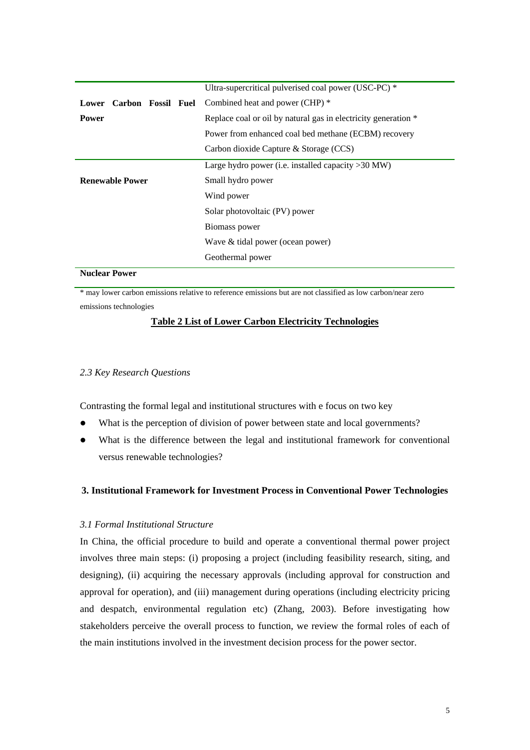| | |
|---|---|
| **Lower Carbon Fossil Fuel Power** | Ultra-supercritical pulverised coal power (USC-PC) * |
| | Combined heat and power (CHP) * |
| | Replace coal or oil by natural gas in electricity generation * |
| | Power from enhanced coal bed methane (ECBM) recovery |
| | Carbon dioxide Capture & Storage (CCS) |
| **Renewable Power** | Large hydro power (i.e. installed capacity >30 MW) |
| | Small hydro power |
| | Wind power |
| | Solar photovoltaic (PV) power |
| | Biomass power |
| | Wave & tidal power (ocean power) |
| | Geothermal power |
| **Nuclear Power** | |

* may lower carbon emissions relative to reference emissions but are not classified as low carbon/near zero emissions technologies

**Table 2 List of Lower Carbon Electricity Technologies**

### *2.3 Key Research Questions*

Contrasting the formal legal and institutional structures with e focus on two key

- What is the perception of division of power between state and local governments?
- What is the difference between the legal and institutional framework for conventional versus renewable technologies?

## 3. Institutional Framework for Investment Process in Conventional Power Technologies

### *3.1 Formal Institutional Structure*

In China, the official procedure to build and operate a conventional thermal power project involves three main steps: (i) proposing a project (including feasibility research, siting, and designing), (ii) acquiring the necessary approvals (including approval for construction and approval for operation), and (iii) management during operations (including electricity pricing and despatch, environmental regulation etc) (Zhang, 2003). Before investigating how stakeholders perceive the overall process to function, we review the formal roles of each of the main institutions involved in the investment decision process for the power sector.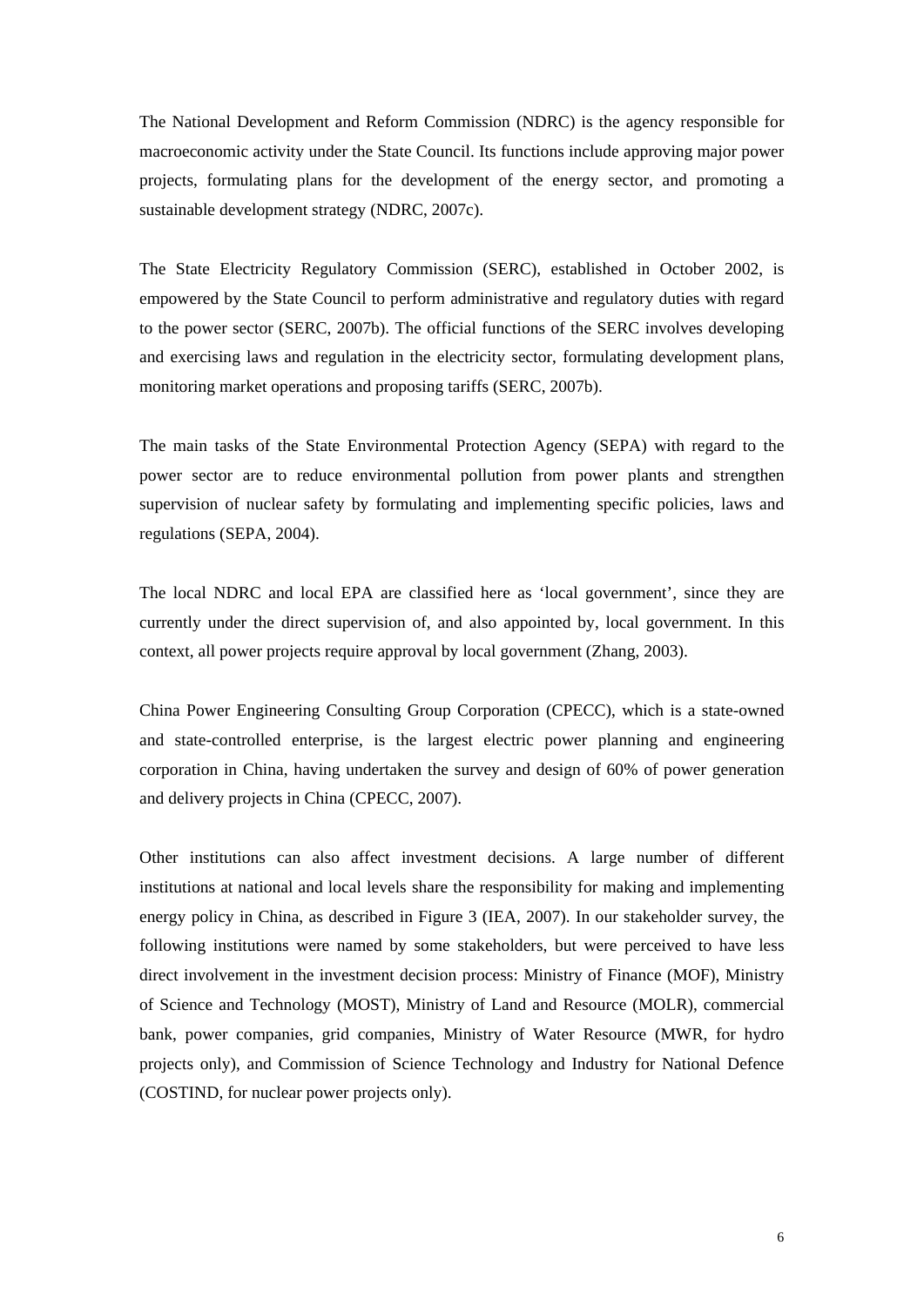The National Development and Reform Commission (NDRC) is the agency responsible for macroeconomic activity under the State Council. Its functions include approving major power projects, formulating plans for the development of the energy sector, and promoting a sustainable development strategy (NDRC, 2007c).

The State Electricity Regulatory Commission (SERC), established in October 2002, is empowered by the State Council to perform administrative and regulatory duties with regard to the power sector (SERC, 2007b). The official functions of the SERC involves developing and exercising laws and regulation in the electricity sector, formulating development plans, monitoring market operations and proposing tariffs (SERC, 2007b).

The main tasks of the State Environmental Protection Agency (SEPA) with regard to the power sector are to reduce environmental pollution from power plants and strengthen supervision of nuclear safety by formulating and implementing specific policies, laws and regulations (SEPA, 2004).

The local NDRC and local EPA are classified here as 'local government', since they are currently under the direct supervision of, and also appointed by, local government. In this context, all power projects require approval by local government (Zhang, 2003).

China Power Engineering Consulting Group Corporation (CPECC), which is a state-owned and state-controlled enterprise, is the largest electric power planning and engineering corporation in China, having undertaken the survey and design of 60% of power generation and delivery projects in China (CPECC, 2007).

Other institutions can also affect investment decisions. A large number of different institutions at national and local levels share the responsibility for making and implementing energy policy in China, as described in Figure 3 (IEA, 2007). In our stakeholder survey, the following institutions were named by some stakeholders, but were perceived to have less direct involvement in the investment decision process: Ministry of Finance (MOF), Ministry of Science and Technology (MOST), Ministry of Land and Resource (MOLR), commercial bank, power companies, grid companies, Ministry of Water Resource (MWR, for hydro projects only), and Commission of Science Technology and Industry for National Defence (COSTIND, for nuclear power projects only).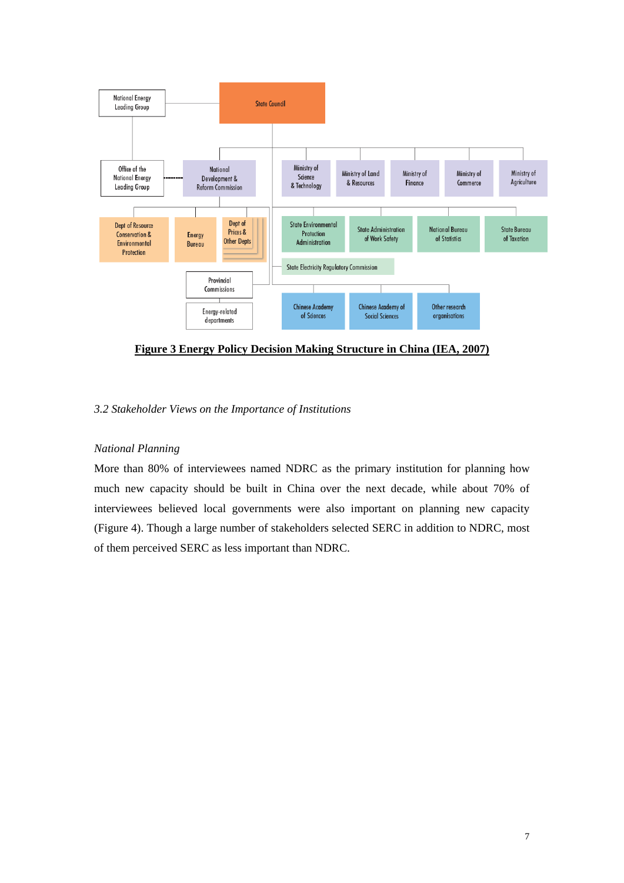**Figure 3 Energy Policy Decision Making Structure in China (IEA, 2007)**

*3.2 Stakeholder Views on the Importance of Institutions*

*National Planning*

More than 80% of interviewees named NDRC as the primary institution for planning how much new capacity should be built in China over the next decade, while about 70% of interviewees believed local governments were also important on planning new capacity (Figure 4). Though a large number of stakeholders selected SERC in addition to NDRC, most of them perceived SERC as less important than NDRC.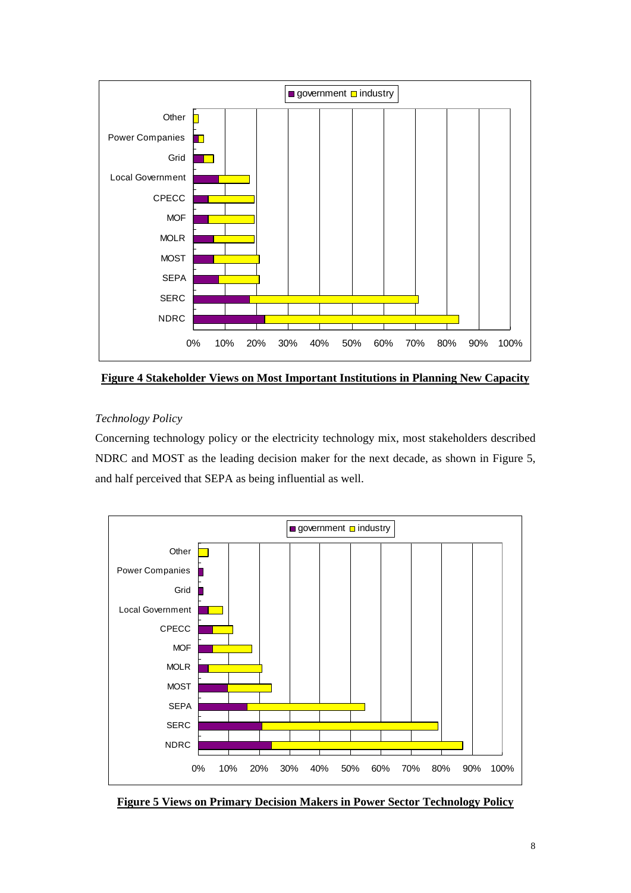**Figure 4 Stakeholder Views on Most Important Institutions in Planning New Capacity**

*Technology Policy*

Concerning technology policy or the electricity technology mix, most stakeholders described NDRC and MOST as the leading decision maker for the next decade, as shown in Figure 5, and half perceived that SEPA as being influential as well.

**Figure 5 Views on Primary Decision Makers in Power Sector Technology Policy**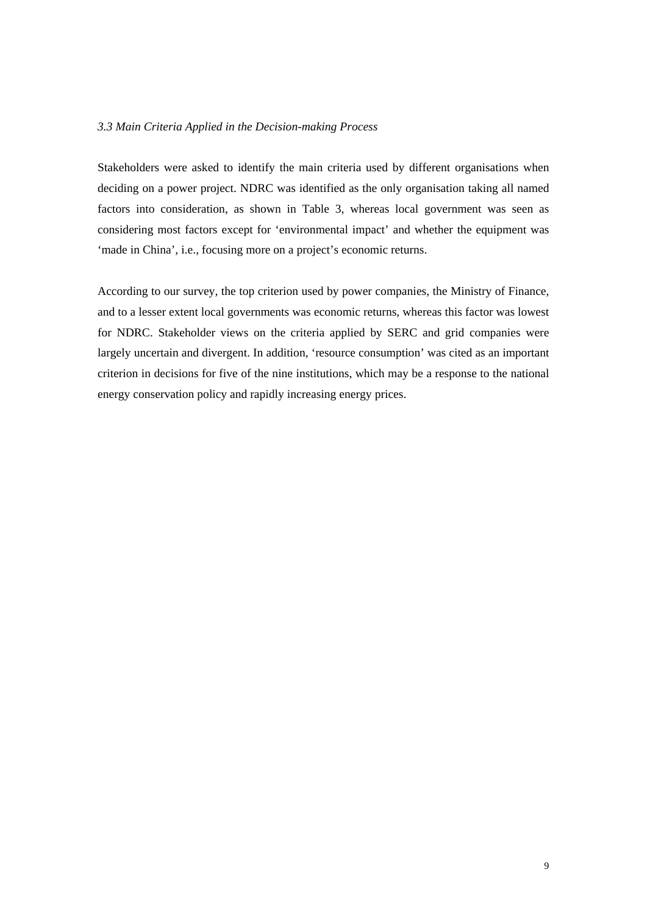### *3.3 Main Criteria Applied in the Decision-making Process*

Stakeholders were asked to identify the main criteria used by different organisations when deciding on a power project. NDRC was identified as the only organisation taking all named factors into consideration, as shown in Table 3, whereas local government was seen as considering most factors except for 'environmental impact' and whether the equipment was 'made in China', i.e., focusing more on a project's economic returns.

According to our survey, the top criterion used by power companies, the Ministry of Finance, and to a lesser extent local governments was economic returns, whereas this factor was lowest for NDRC. Stakeholder views on the criteria applied by SERC and grid companies were largely uncertain and divergent. In addition, 'resource consumption' was cited as an important criterion in decisions for five of the nine institutions, which may be a response to the national energy conservation policy and rapidly increasing energy prices.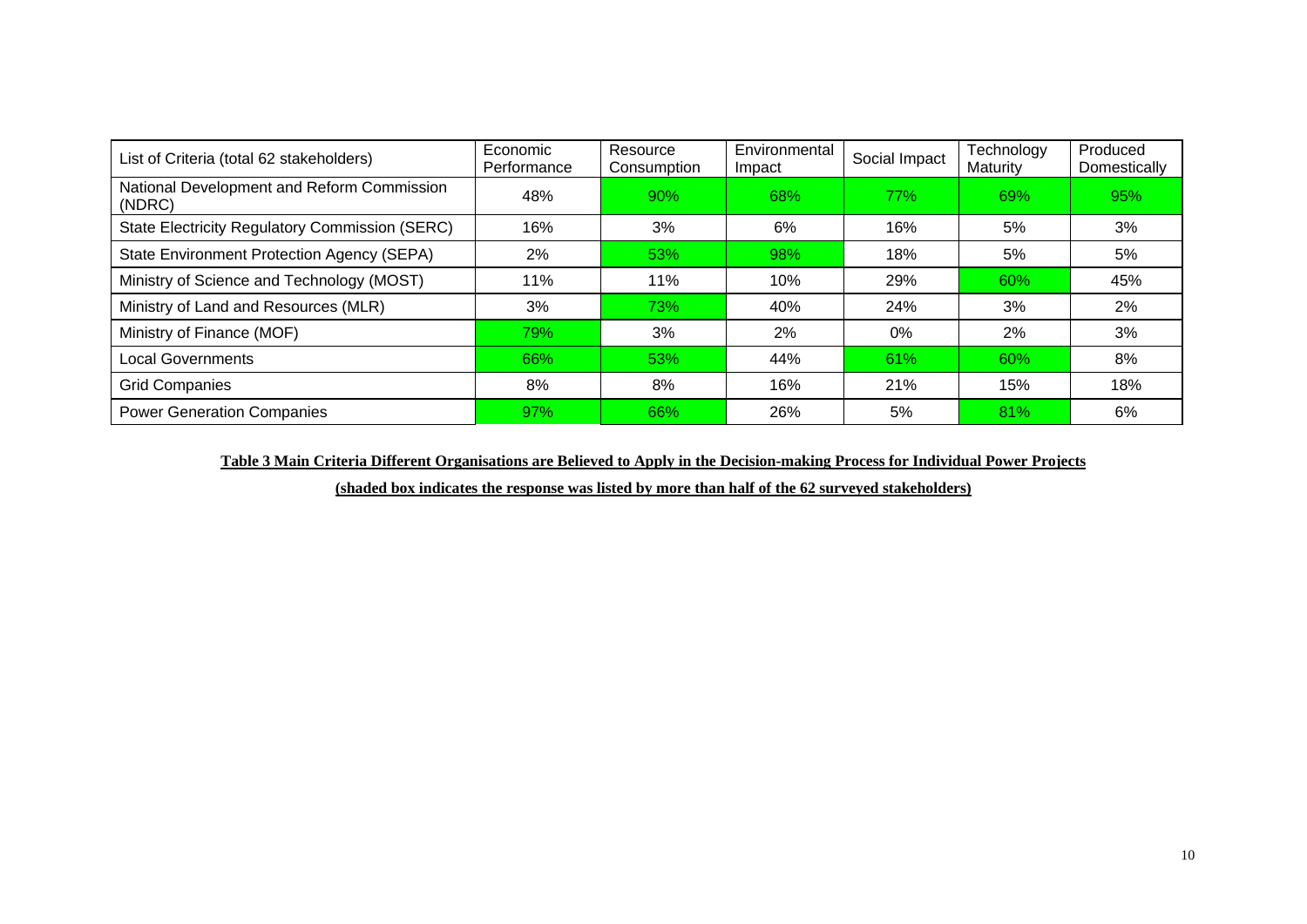| List of Criteria (total 62 stakeholders) | Economic Performance | Resource Consumption | Environmental Impact | Social Impact | Technology Maturity | Produced Domestically |
|---|---|---|---|---|---|---|
| National Development and Reform Commission (NDRC) | 48% | 90% | 68% | 77% | 69% | 95% |
| State Electricity Regulatory Commission (SERC) | 16% | 3% | 6% | 16% | 5% | 3% |
| State Environment Protection Agency (SEPA) | 2% | 53% | 98% | 18% | 5% | 5% |
| Ministry of Science and Technology (MOST) | 11% | 11% | 10% | 29% | 60% | 45% |
| Ministry of Land and Resources (MLR) | 3% | 73% | 40% | 24% | 3% | 2% |
| Ministry of Finance (MOF) | 79% | 3% | 2% | 0% | 2% | 3% |
| Local Governments | 66% | 53% | 44% | 61% | 60% | 8% |
| Grid Companies | 8% | 8% | 16% | 21% | 15% | 18% |
| Power Generation Companies | 97% | 66% | 26% | 5% | 81% | 6% |

**Table 3 Main Criteria Different Organisations are Believed to Apply in the Decision-making Process for Individual Power Projects**

**(shaded box indicates the response was listed by more than half of the 62 surveyed stakeholders)**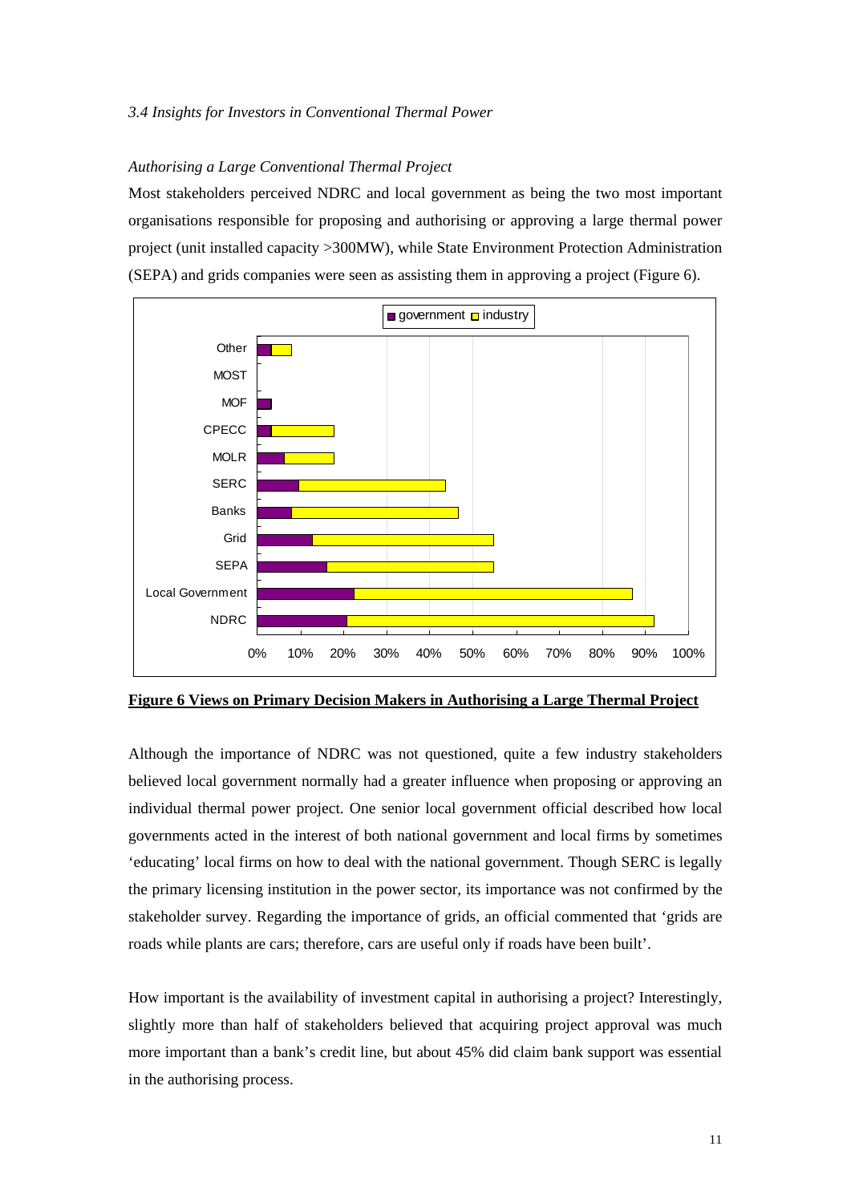*3.4 Insights for Investors in Conventional Thermal Power*

*Authorising a Large Conventional Thermal Project*

Most stakeholders perceived NDRC and local government as being the two most important organisations responsible for proposing and authorising or approving a large thermal power project (unit installed capacity >300MW), while State Environment Protection Administration (SEPA) and grids companies were seen as assisting them in approving a project (Figure 6).

**Figure 6 Views on Primary Decision Makers in Authorising a Large Thermal Project**

Although the importance of NDRC was not questioned, quite a few industry stakeholders believed local government normally had a greater influence when proposing or approving an individual thermal power project. One senior local government official described how local governments acted in the interest of both national government and local firms by sometimes 'educating' local firms on how to deal with the national government. Though SERC is legally the primary licensing institution in the power sector, its importance was not confirmed by the stakeholder survey. Regarding the importance of grids, an official commented that 'grids are roads while plants are cars; therefore, cars are useful only if roads have been built'.

How important is the availability of investment capital in authorising a project? Interestingly, slightly more than half of stakeholders believed that acquiring project approval was much more important than a bank's credit line, but about 45% did claim bank support was essential in the authorising process.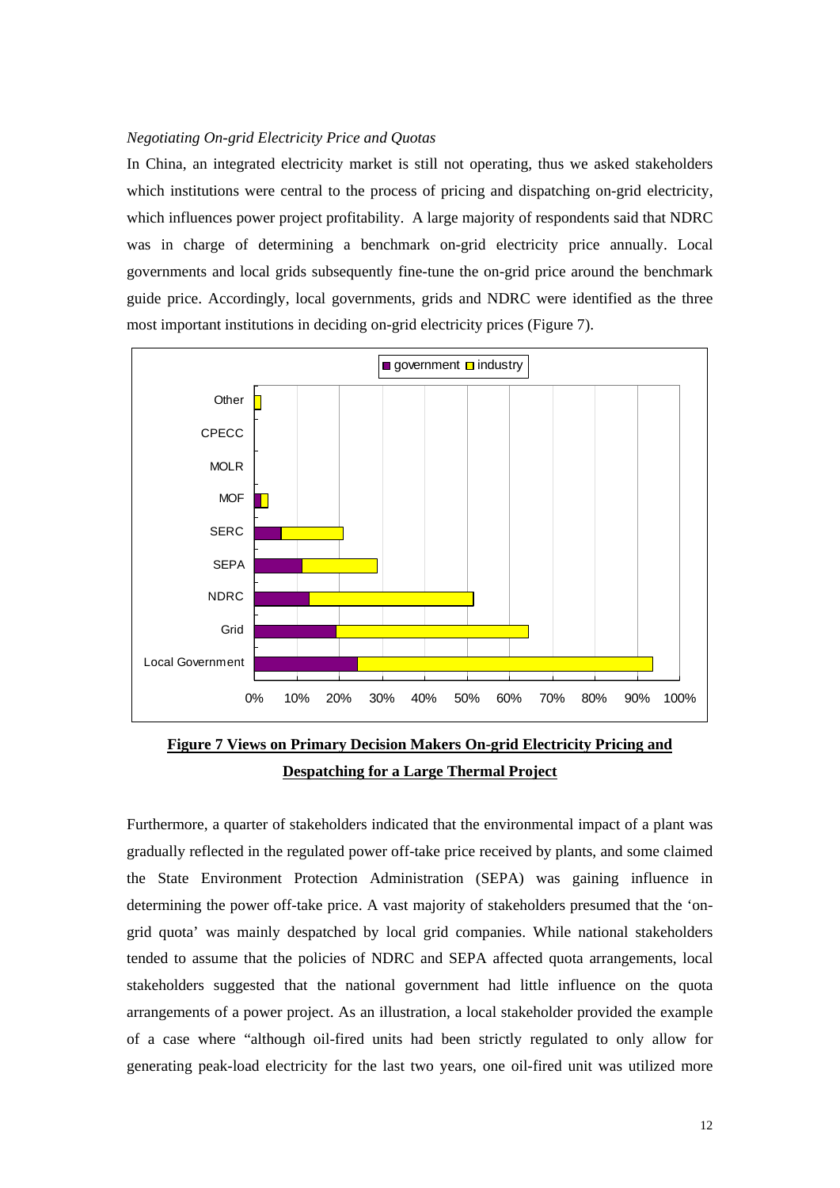*Negotiating On-grid Electricity Price and Quotas*

In China, an integrated electricity market is still not operating, thus we asked stakeholders which institutions were central to the process of pricing and dispatching on-grid electricity, which influences power project profitability. A large majority of respondents said that NDRC was in charge of determining a benchmark on-grid electricity price annually. Local governments and local grids subsequently fine-tune the on-grid price around the benchmark guide price. Accordingly, local governments, grids and NDRC were identified as the three most important institutions in deciding on-grid electricity prices (Figure 7).

**Figure 7 Views on Primary Decision Makers On-grid Electricity Pricing and Despatching for a Large Thermal Project**

Furthermore, a quarter of stakeholders indicated that the environmental impact of a plant was gradually reflected in the regulated power off-take price received by plants, and some claimed the State Environment Protection Administration (SEPA) was gaining influence in determining the power off-take price. A vast majority of stakeholders presumed that the 'on-grid quota' was mainly despatched by local grid companies. While national stakeholders tended to assume that the policies of NDRC and SEPA affected quota arrangements, local stakeholders suggested that the national government had little influence on the quota arrangements of a power project. As an illustration, a local stakeholder provided the example of a case where "although oil-fired units had been strictly regulated to only allow for generating peak-load electricity for the last two years, one oil-fired unit was utilized more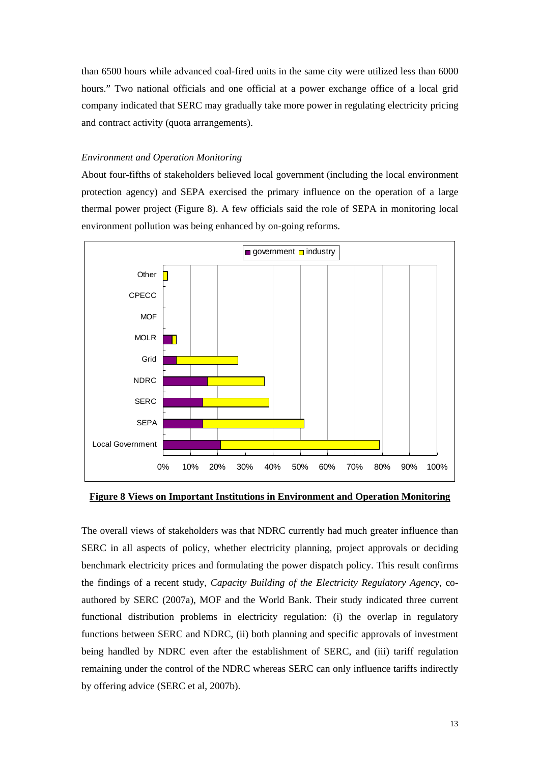than 6500 hours while advanced coal-fired units in the same city were utilized less than 6000 hours." Two national officials and one official at a power exchange office of a local grid company indicated that SERC may gradually take more power in regulating electricity pricing and contract activity (quota arrangements).

*Environment and Operation Monitoring*

About four-fifths of stakeholders believed local government (including the local environment protection agency) and SEPA exercised the primary influence on the operation of a large thermal power project (Figure 8). A few officials said the role of SEPA in monitoring local environment pollution was being enhanced by on-going reforms.

**Figure 8 Views on Important Institutions in Environment and Operation Monitoring**

The overall views of stakeholders was that NDRC currently had much greater influence than SERC in all aspects of policy, whether electricity planning, project approvals or deciding benchmark electricity prices and formulating the power dispatch policy. This result confirms the findings of a recent study, *Capacity Building of the Electricity Regulatory Agency*, co-authored by SERC (2007a), MOF and the World Bank. Their study indicated three current functional distribution problems in electricity regulation: (i) the overlap in regulatory functions between SERC and NDRC, (ii) both planning and specific approvals of investment being handled by NDRC even after the establishment of SERC, and (iii) tariff regulation remaining under the control of the NDRC whereas SERC can only influence tariffs indirectly by offering advice (SERC et al, 2007b).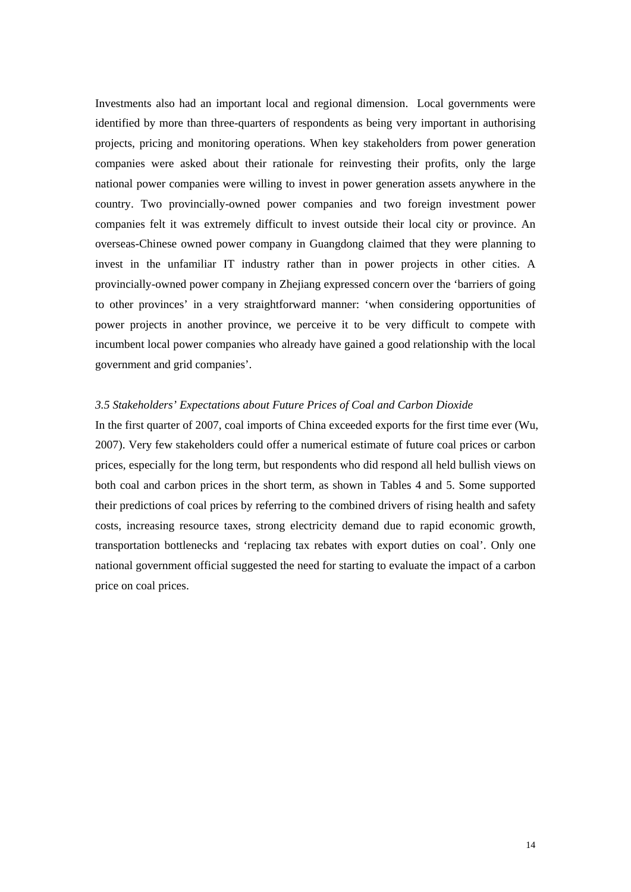Investments also had an important local and regional dimension. Local governments were identified by more than three-quarters of respondents as being very important in authorising projects, pricing and monitoring operations. When key stakeholders from power generation companies were asked about their rationale for reinvesting their profits, only the large national power companies were willing to invest in power generation assets anywhere in the country. Two provincially-owned power companies and two foreign investment power companies felt it was extremely difficult to invest outside their local city or province. An overseas-Chinese owned power company in Guangdong claimed that they were planning to invest in the unfamiliar IT industry rather than in power projects in other cities. A provincially-owned power company in Zhejiang expressed concern over the 'barriers of going to other provinces' in a very straightforward manner: 'when considering opportunities of power projects in another province, we perceive it to be very difficult to compete with incumbent local power companies who already have gained a good relationship with the local government and grid companies'.

### *3.5 Stakeholders' Expectations about Future Prices of Coal and Carbon Dioxide*

In the first quarter of 2007, coal imports of China exceeded exports for the first time ever (Wu, 2007). Very few stakeholders could offer a numerical estimate of future coal prices or carbon prices, especially for the long term, but respondents who did respond all held bullish views on both coal and carbon prices in the short term, as shown in Tables 4 and 5. Some supported their predictions of coal prices by referring to the combined drivers of rising health and safety costs, increasing resource taxes, strong electricity demand due to rapid economic growth, transportation bottlenecks and 'replacing tax rebates with export duties on coal'. Only one national government official suggested the need for starting to evaluate the impact of a carbon price on coal prices.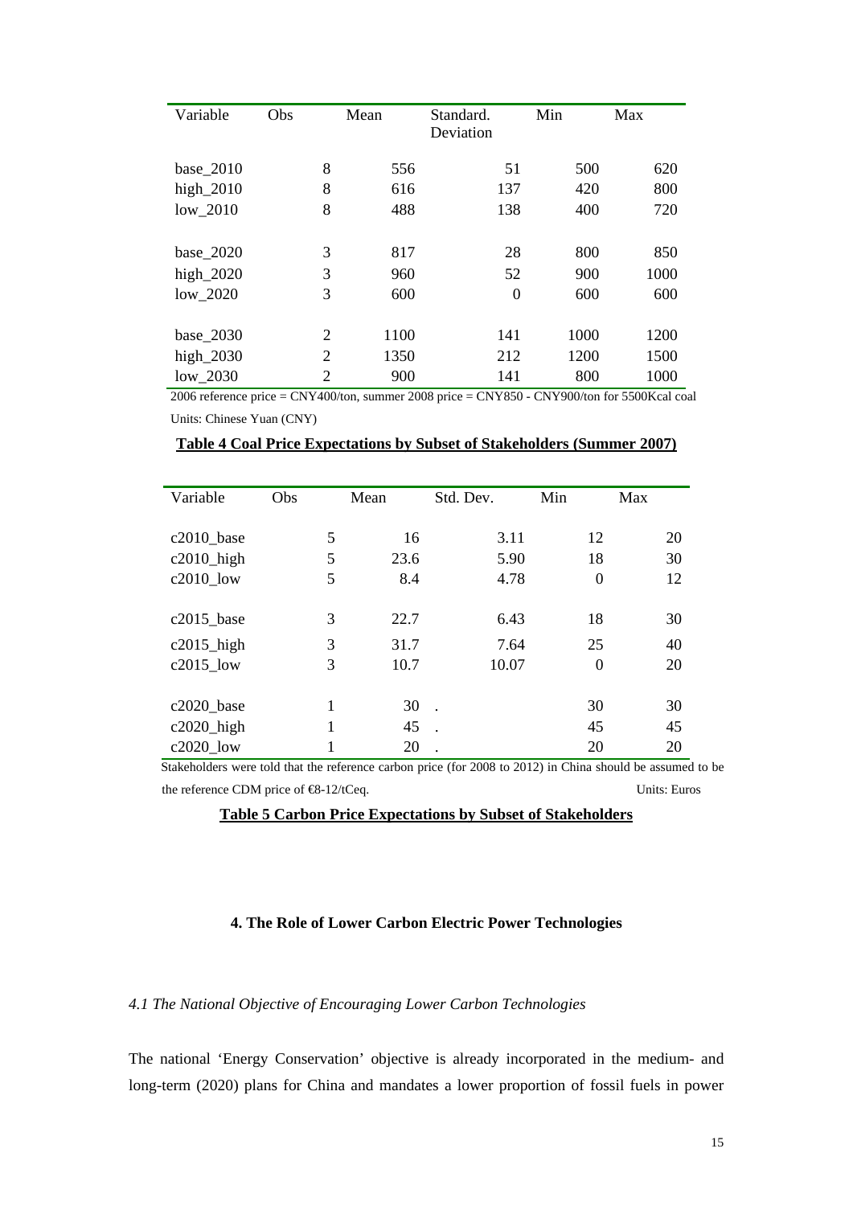| Variable | Obs | Mean | Standard. Deviation | Min | Max |
|---|---|---|---|---|---|
| base_2010 | 8 | 556 | 51 | 500 | 620 |
| high_2010 | 8 | 616 | 137 | 420 | 800 |
| low_2010 | 8 | 488 | 138 | 400 | 720 |
| | | | | | |
| base_2020 | 3 | 817 | 28 | 800 | 850 |
| high_2020 | 3 | 960 | 52 | 900 | 1000 |
| low_2020 | 3 | 600 | 0 | 600 | 600 |
| | | | | | |
| base_2030 | 2 | 1100 | 141 | 1000 | 1200 |
| high_2030 | 2 | 1350 | 212 | 1200 | 1500 |
| low_2030 | 2 | 900 | 141 | 800 | 1000 |

2006 reference price = CNY400/ton, summer 2008 price = CNY850 - CNY900/ton for 5500Kcal coal

Units: Chinese Yuan (CNY)

**Table 4 Coal Price Expectations by Subset of Stakeholders (Summer 2007)**

| Variable | Obs | Mean | Std. Dev. | Min | Max |
|---|---|---|---|---|---|
| c2010_base | 5 | 16 | 3.11 | 12 | 20 |
| c2010_high | 5 | 23.6 | 5.90 | 18 | 30 |
| c2010_low | 5 | 8.4 | 4.78 | 0 | 12 |
| | | | | | |
| c2015_base | 3 | 22.7 | 6.43 | 18 | 30 |
| c2015_high | 3 | 31.7 | 7.64 | 25 | 40 |
| c2015_low | 3 | 10.7 | 10.07 | 0 | 20 |
| | | | | | |
| c2020_base | 1 | 30 | . | 30 | 30 |
| c2020_high | 1 | 45 | . | 45 | 45 |
| c2020_low | 1 | 20 | . | 20 | 20 |

Stakeholders were told that the reference carbon price (for 2008 to 2012) in China should be assumed to be the reference CDM price of €8-12/tCeq. Units: Euros

**Table 5 Carbon Price Expectations by Subset of Stakeholders**

## 4. The Role of Lower Carbon Electric Power Technologies

### *4.1 The National Objective of Encouraging Lower Carbon Technologies*

The national 'Energy Conservation' objective is already incorporated in the medium- and long-term (2020) plans for China and mandates a lower proportion of fossil fuels in power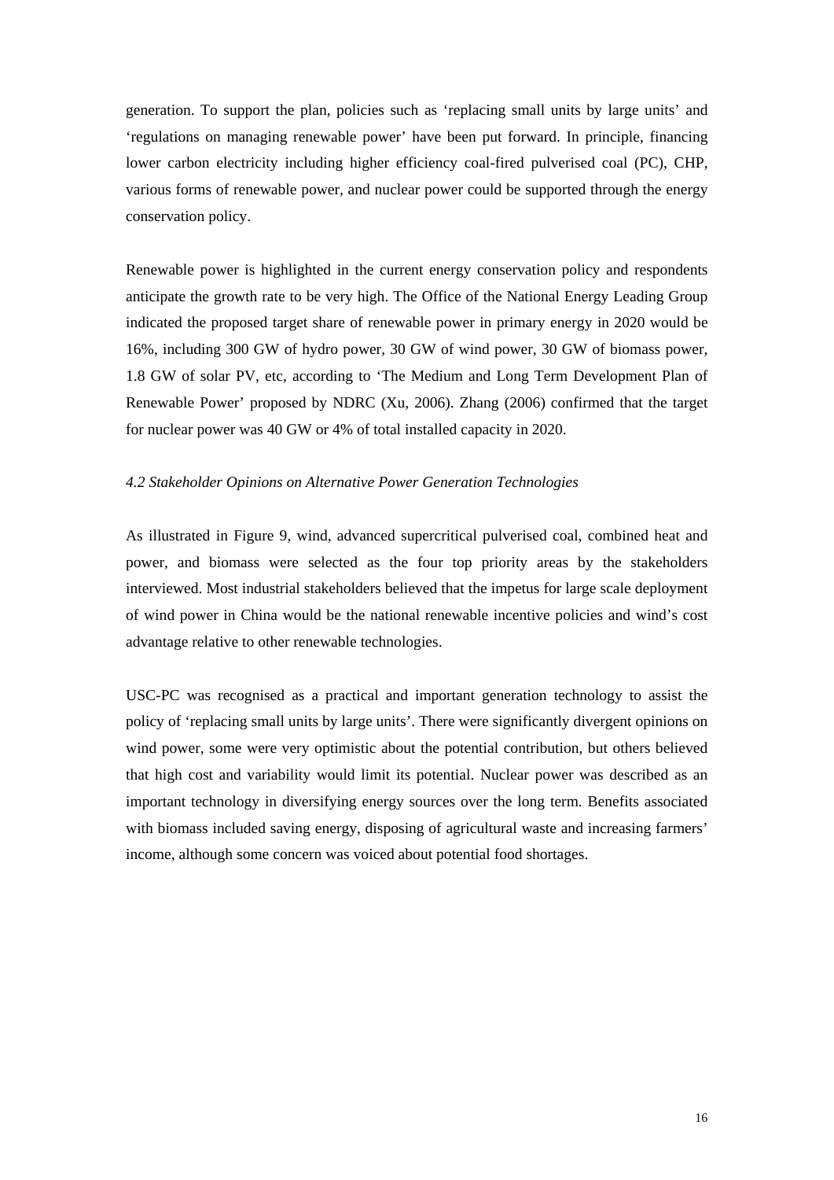generation. To support the plan, policies such as 'replacing small units by large units' and 'regulations on managing renewable power' have been put forward. In principle, financing lower carbon electricity including higher efficiency coal-fired pulverised coal (PC), CHP, various forms of renewable power, and nuclear power could be supported through the energy conservation policy.

Renewable power is highlighted in the current energy conservation policy and respondents anticipate the growth rate to be very high. The Office of the National Energy Leading Group indicated the proposed target share of renewable power in primary energy in 2020 would be 16%, including 300 GW of hydro power, 30 GW of wind power, 30 GW of biomass power, 1.8 GW of solar PV, etc, according to 'The Medium and Long Term Development Plan of Renewable Power' proposed by NDRC (Xu, 2006). Zhang (2006) confirmed that the target for nuclear power was 40 GW or 4% of total installed capacity in 2020.

### *4.2 Stakeholder Opinions on Alternative Power Generation Technologies*

As illustrated in Figure 9, wind, advanced supercritical pulverised coal, combined heat and power, and biomass were selected as the four top priority areas by the stakeholders interviewed. Most industrial stakeholders believed that the impetus for large scale deployment of wind power in China would be the national renewable incentive policies and wind's cost advantage relative to other renewable technologies.

USC-PC was recognised as a practical and important generation technology to assist the policy of 'replacing small units by large units'. There were significantly divergent opinions on wind power, some were very optimistic about the potential contribution, but others believed that high cost and variability would limit its potential. Nuclear power was described as an important technology in diversifying energy sources over the long term. Benefits associated with biomass included saving energy, disposing of agricultural waste and increasing farmers' income, although some concern was voiced about potential food shortages.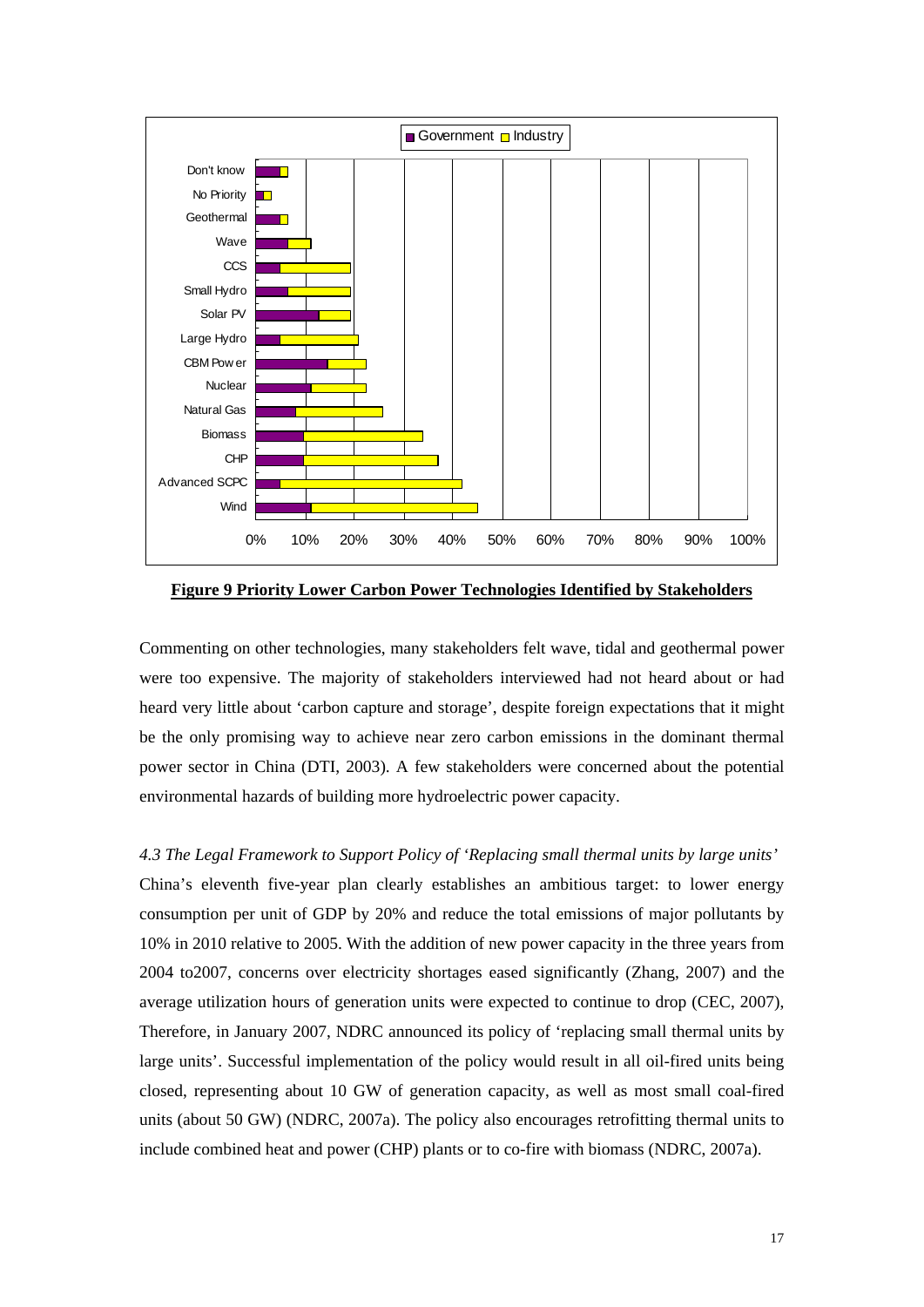**Figure 9 Priority Lower Carbon Power Technologies Identified by Stakeholders**

Commenting on other technologies, many stakeholders felt wave, tidal and geothermal power were too expensive. The majority of stakeholders interviewed had not heard about or had heard very little about 'carbon capture and storage', despite foreign expectations that it might be the only promising way to achieve near zero carbon emissions in the dominant thermal power sector in China (DTI, 2003). A few stakeholders were concerned about the potential environmental hazards of building more hydroelectric power capacity.

*4.3 The Legal Framework to Support Policy of 'Replacing small thermal units by large units'*

China's eleventh five-year plan clearly establishes an ambitious target: to lower energy consumption per unit of GDP by 20% and reduce the total emissions of major pollutants by 10% in 2010 relative to 2005. With the addition of new power capacity in the three years from 2004 to2007, concerns over electricity shortages eased significantly (Zhang, 2007) and the average utilization hours of generation units were expected to continue to drop (CEC, 2007), Therefore, in January 2007, NDRC announced its policy of 'replacing small thermal units by large units'. Successful implementation of the policy would result in all oil-fired units being closed, representing about 10 GW of generation capacity, as well as most small coal-fired units (about 50 GW) (NDRC, 2007a). The policy also encourages retrofitting thermal units to include combined heat and power (CHP) plants or to co-fire with biomass (NDRC, 2007a).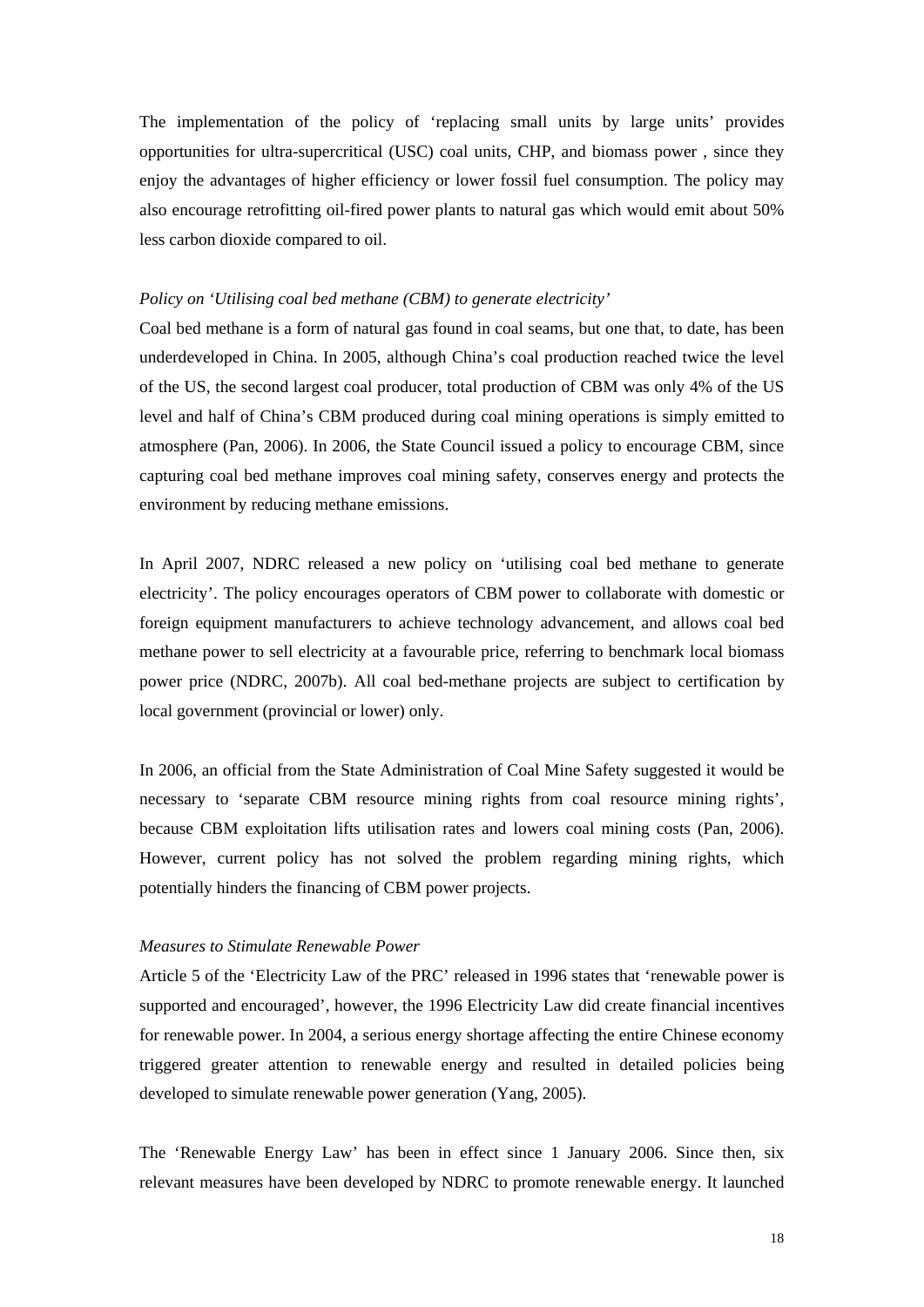The implementation of the policy of 'replacing small units by large units' provides opportunities for ultra-supercritical (USC) coal units, CHP, and biomass power , since they enjoy the advantages of higher efficiency or lower fossil fuel consumption. The policy may also encourage retrofitting oil-fired power plants to natural gas which would emit about 50% less carbon dioxide compared to oil.

*Policy on 'Utilising coal bed methane (CBM) to generate electricity'*

Coal bed methane is a form of natural gas found in coal seams, but one that, to date, has been underdeveloped in China. In 2005, although China's coal production reached twice the level of the US, the second largest coal producer, total production of CBM was only 4% of the US level and half of China's CBM produced during coal mining operations is simply emitted to atmosphere (Pan, 2006). In 2006, the State Council issued a policy to encourage CBM, since capturing coal bed methane improves coal mining safety, conserves energy and protects the environment by reducing methane emissions.

In April 2007, NDRC released a new policy on 'utilising coal bed methane to generate electricity'. The policy encourages operators of CBM power to collaborate with domestic or foreign equipment manufacturers to achieve technology advancement, and allows coal bed methane power to sell electricity at a favourable price, referring to benchmark local biomass power price (NDRC, 2007b). All coal bed-methane projects are subject to certification by local government (provincial or lower) only.

In 2006, an official from the State Administration of Coal Mine Safety suggested it would be necessary to 'separate CBM resource mining rights from coal resource mining rights', because CBM exploitation lifts utilisation rates and lowers coal mining costs (Pan, 2006). However, current policy has not solved the problem regarding mining rights, which potentially hinders the financing of CBM power projects.

*Measures to Stimulate Renewable Power*

Article 5 of the 'Electricity Law of the PRC' released in 1996 states that 'renewable power is supported and encouraged', however, the 1996 Electricity Law did create financial incentives for renewable power. In 2004, a serious energy shortage affecting the entire Chinese economy triggered greater attention to renewable energy and resulted in detailed policies being developed to simulate renewable power generation (Yang, 2005).

The 'Renewable Energy Law' has been in effect since 1 January 2006. Since then, six relevant measures have been developed by NDRC to promote renewable energy. It launched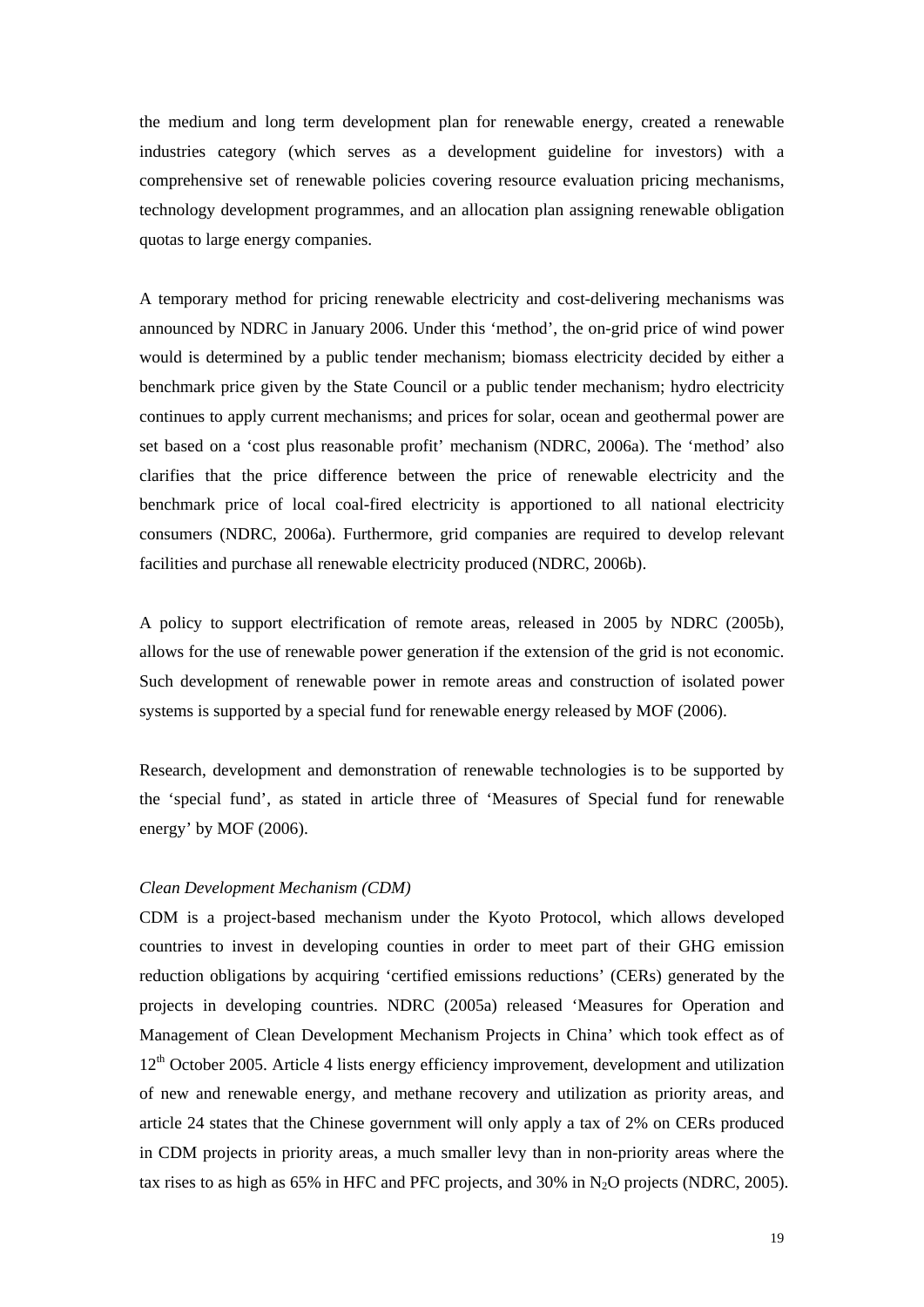the medium and long term development plan for renewable energy, created a renewable industries category (which serves as a development guideline for investors) with a comprehensive set of renewable policies covering resource evaluation pricing mechanisms, technology development programmes, and an allocation plan assigning renewable obligation quotas to large energy companies.

A temporary method for pricing renewable electricity and cost-delivering mechanisms was announced by NDRC in January 2006. Under this 'method', the on-grid price of wind power would is determined by a public tender mechanism; biomass electricity decided by either a benchmark price given by the State Council or a public tender mechanism; hydro electricity continues to apply current mechanisms; and prices for solar, ocean and geothermal power are set based on a 'cost plus reasonable profit' mechanism (NDRC, 2006a). The 'method' also clarifies that the price difference between the price of renewable electricity and the benchmark price of local coal-fired electricity is apportioned to all national electricity consumers (NDRC, 2006a). Furthermore, grid companies are required to develop relevant facilities and purchase all renewable electricity produced (NDRC, 2006b).

A policy to support electrification of remote areas, released in 2005 by NDRC (2005b), allows for the use of renewable power generation if the extension of the grid is not economic. Such development of renewable power in remote areas and construction of isolated power systems is supported by a special fund for renewable energy released by MOF (2006).

Research, development and demonstration of renewable technologies is to be supported by the 'special fund', as stated in article three of 'Measures of Special fund for renewable energy' by MOF (2006).

*Clean Development Mechanism (CDM)*

CDM is a project-based mechanism under the Kyoto Protocol, which allows developed countries to invest in developing counties in order to meet part of their GHG emission reduction obligations by acquiring 'certified emissions reductions' (CERs) generated by the projects in developing countries. NDRC (2005a) released 'Measures for Operation and Management of Clean Development Mechanism Projects in China' which took effect as of 12th October 2005. Article 4 lists energy efficiency improvement, development and utilization of new and renewable energy, and methane recovery and utilization as priority areas, and article 24 states that the Chinese government will only apply a tax of 2% on CERs produced in CDM projects in priority areas, a much smaller levy than in non-priority areas where the tax rises to as high as 65% in HFC and PFC projects, and 30% in $N_2O$ projects (NDRC, 2005).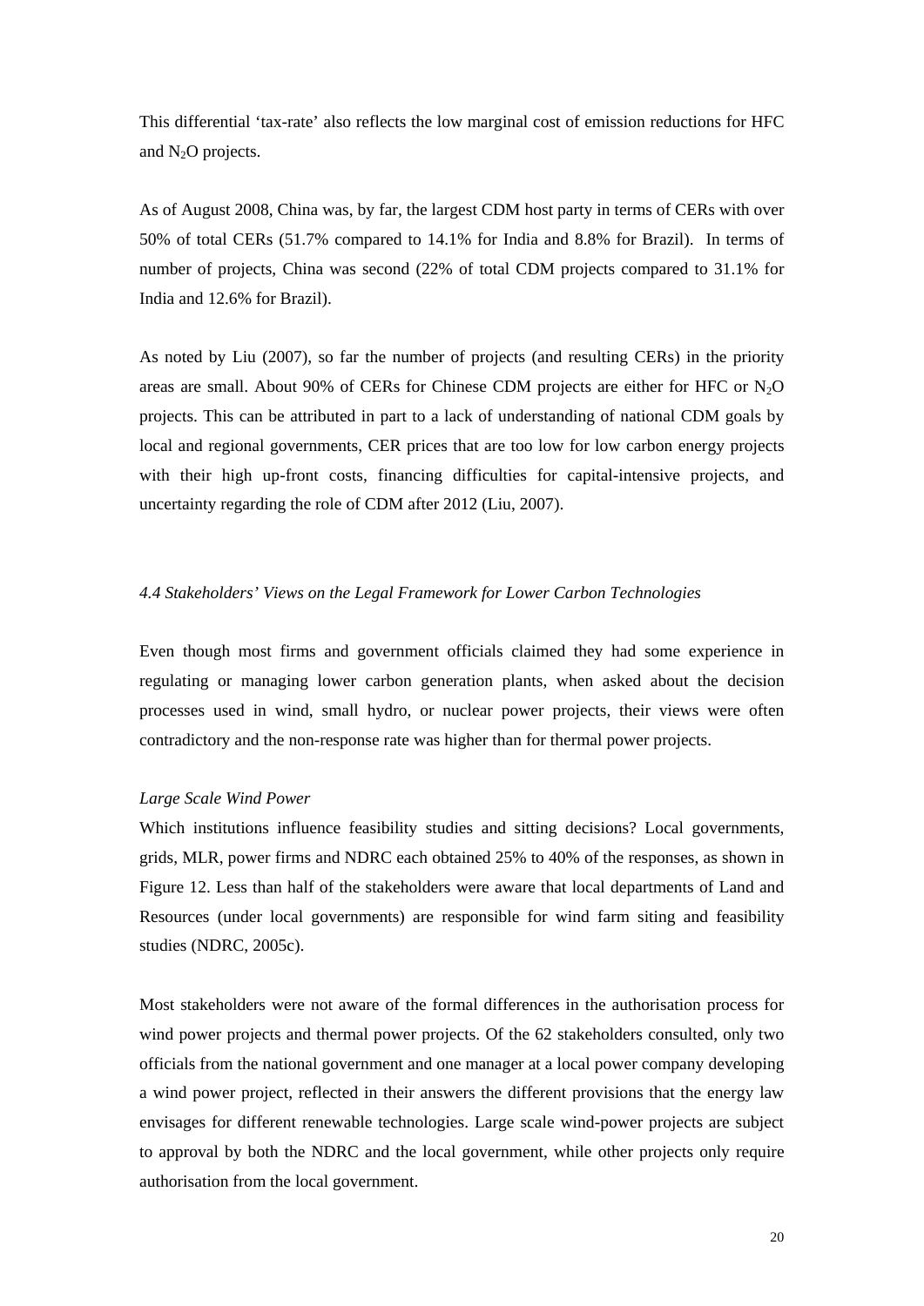This differential 'tax-rate' also reflects the low marginal cost of emission reductions for HFC and $N_2O$ projects.

As of August 2008, China was, by far, the largest CDM host party in terms of CERs with over 50% of total CERs (51.7% compared to 14.1% for India and 8.8% for Brazil). In terms of number of projects, China was second (22% of total CDM projects compared to 31.1% for India and 12.6% for Brazil).

As noted by Liu (2007), so far the number of projects (and resulting CERs) in the priority areas are small. About 90% of CERs for Chinese CDM projects are either for HFC or $N_2O$ projects. This can be attributed in part to a lack of understanding of national CDM goals by local and regional governments, CER prices that are too low for low carbon energy projects with their high up-front costs, financing difficulties for capital-intensive projects, and uncertainty regarding the role of CDM after 2012 (Liu, 2007).

### *4.4 Stakeholders' Views on the Legal Framework for Lower Carbon Technologies*

Even though most firms and government officials claimed they had some experience in regulating or managing lower carbon generation plants, when asked about the decision processes used in wind, small hydro, or nuclear power projects, their views were often contradictory and the non-response rate was higher than for thermal power projects.

*Large Scale Wind Power*

Which institutions influence feasibility studies and sitting decisions? Local governments, grids, MLR, power firms and NDRC each obtained 25% to 40% of the responses, as shown in Figure 12. Less than half of the stakeholders were aware that local departments of Land and Resources (under local governments) are responsible for wind farm siting and feasibility studies (NDRC, 2005c).

Most stakeholders were not aware of the formal differences in the authorisation process for wind power projects and thermal power projects. Of the 62 stakeholders consulted, only two officials from the national government and one manager at a local power company developing a wind power project, reflected in their answers the different provisions that the energy law envisages for different renewable technologies. Large scale wind-power projects are subject to approval by both the NDRC and the local government, while other projects only require authorisation from the local government.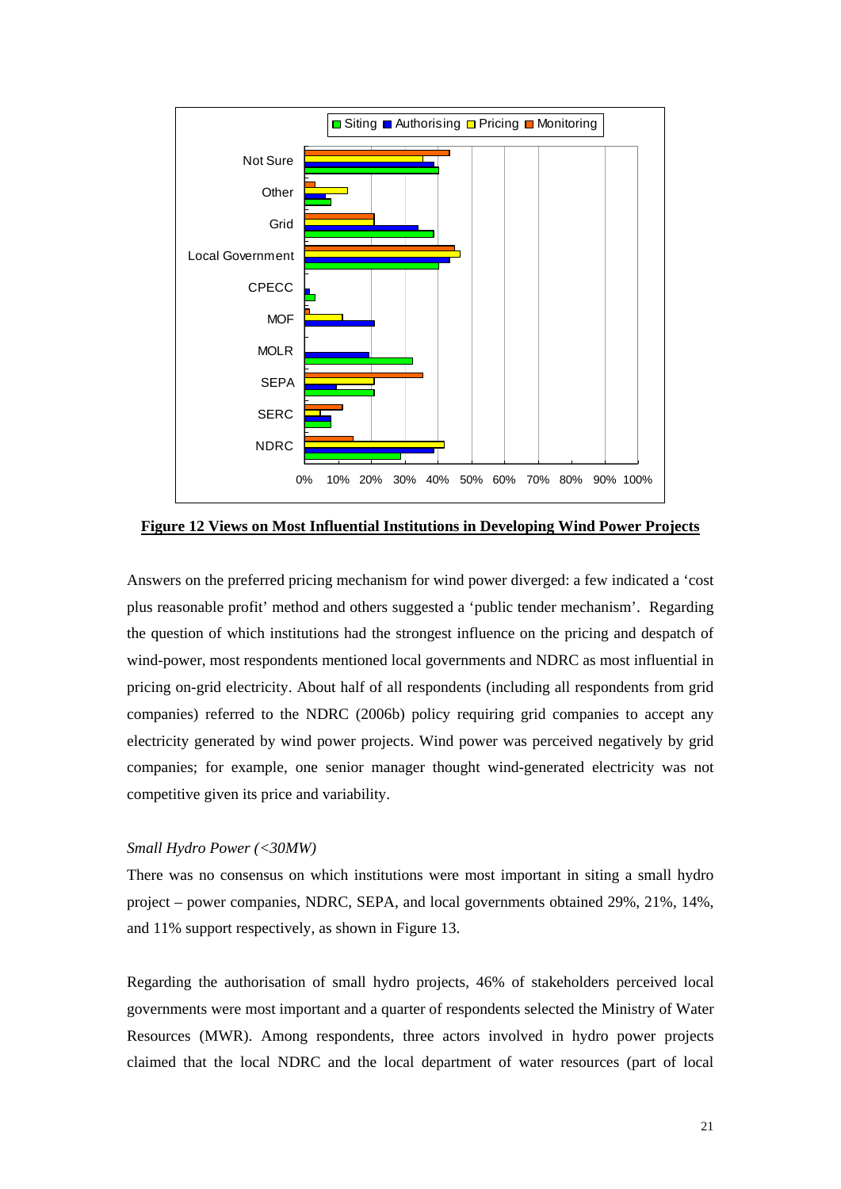**Figure 12 Views on Most Influential Institutions in Developing Wind Power Projects**

Answers on the preferred pricing mechanism for wind power diverged: a few indicated a 'cost plus reasonable profit' method and others suggested a 'public tender mechanism'. Regarding the question of which institutions had the strongest influence on the pricing and despatch of wind-power, most respondents mentioned local governments and NDRC as most influential in pricing on-grid electricity. About half of all respondents (including all respondents from grid companies) referred to the NDRC (2006b) policy requiring grid companies to accept any electricity generated by wind power projects. Wind power was perceived negatively by grid companies; for example, one senior manager thought wind-generated electricity was not competitive given its price and variability.

*Small Hydro Power (<30MW)*

There was no consensus on which institutions were most important in siting a small hydro project – power companies, NDRC, SEPA, and local governments obtained 29%, 21%, 14%, and 11% support respectively, as shown in Figure 13.

Regarding the authorisation of small hydro projects, 46% of stakeholders perceived local governments were most important and a quarter of respondents selected the Ministry of Water Resources (MWR). Among respondents, three actors involved in hydro power projects claimed that the local NDRC and the local department of water resources (part of local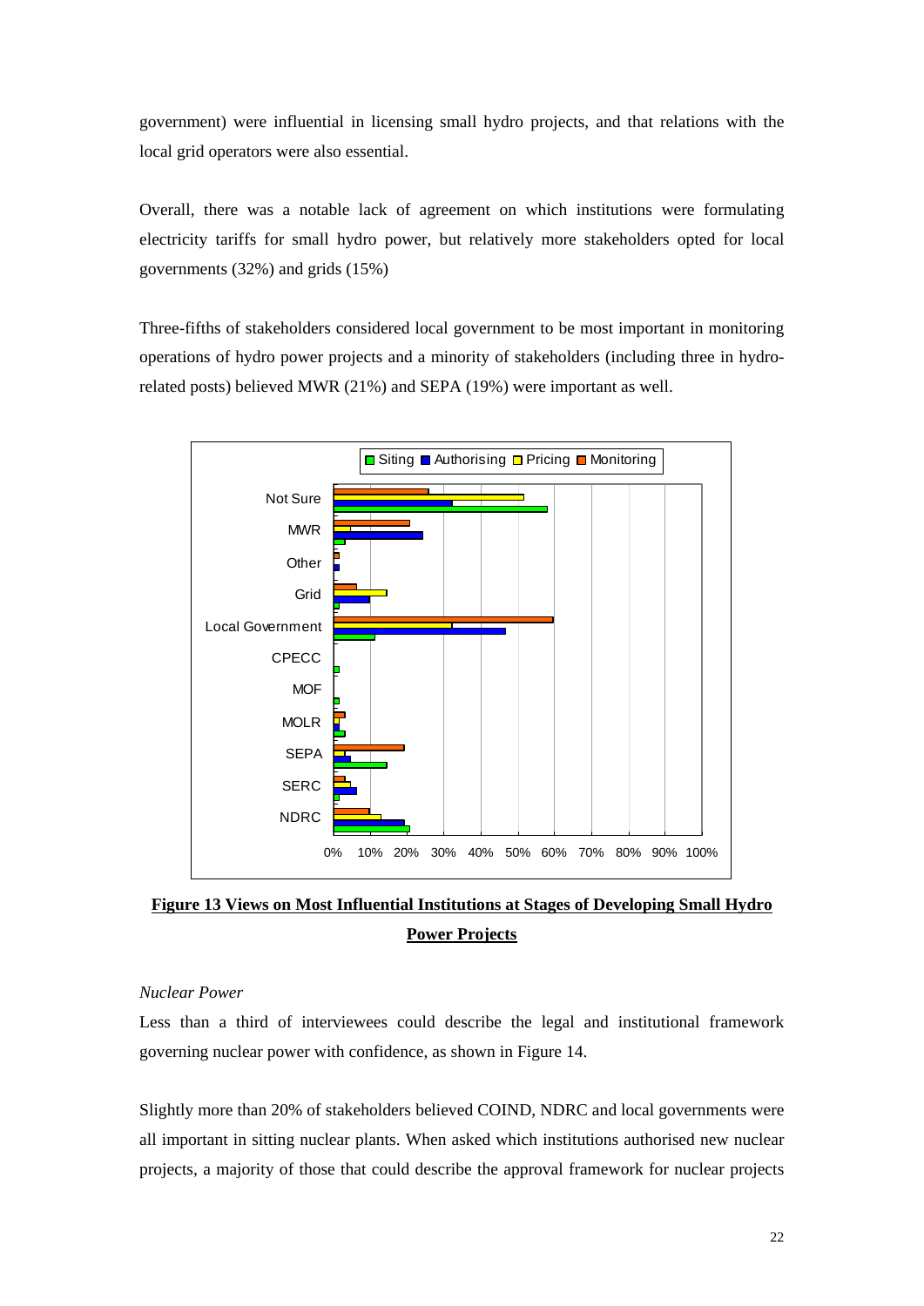government) were influential in licensing small hydro projects, and that relations with the local grid operators were also essential.

Overall, there was a notable lack of agreement on which institutions were formulating electricity tariffs for small hydro power, but relatively more stakeholders opted for local governments (32%) and grids (15%)

Three-fifths of stakeholders considered local government to be most important in monitoring operations of hydro power projects and a minority of stakeholders (including three in hydro-related posts) believed MWR (21%) and SEPA (19%) were important as well.

**Figure 13 Views on Most Influential Institutions at Stages of Developing Small Hydro Power Projects**

*Nuclear Power*

Less than a third of interviewees could describe the legal and institutional framework governing nuclear power with confidence, as shown in Figure 14.

Slightly more than 20% of stakeholders believed COIND, NDRC and local governments were all important in sitting nuclear plants. When asked which institutions authorised new nuclear projects, a majority of those that could describe the approval framework for nuclear projects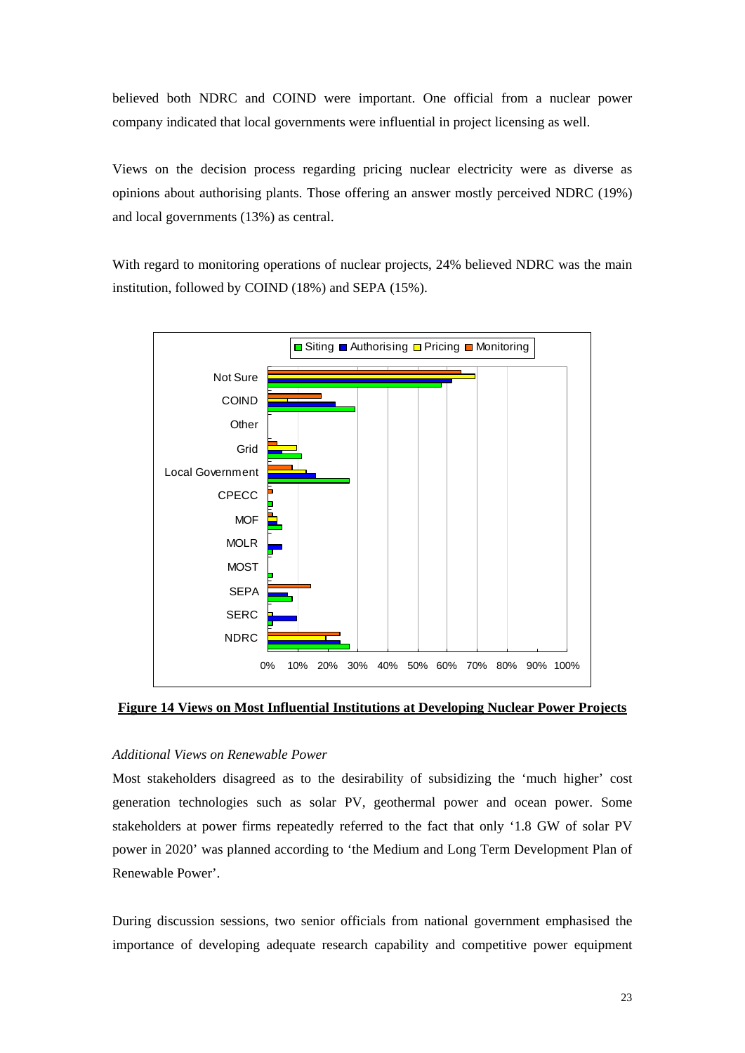believed both NDRC and COIND were important. One official from a nuclear power company indicated that local governments were influential in project licensing as well.

Views on the decision process regarding pricing nuclear electricity were as diverse as opinions about authorising plants. Those offering an answer mostly perceived NDRC (19%) and local governments (13%) as central.

With regard to monitoring operations of nuclear projects, 24% believed NDRC was the main institution, followed by COIND (18%) and SEPA (15%).

**Figure 14 Views on Most Influential Institutions at Developing Nuclear Power Projects**

*Additional Views on Renewable Power*

Most stakeholders disagreed as to the desirability of subsidizing the 'much higher' cost generation technologies such as solar PV, geothermal power and ocean power. Some stakeholders at power firms repeatedly referred to the fact that only '1.8 GW of solar PV power in 2020' was planned according to 'the Medium and Long Term Development Plan of Renewable Power'.

During discussion sessions, two senior officials from national government emphasised the importance of developing adequate research capability and competitive power equipment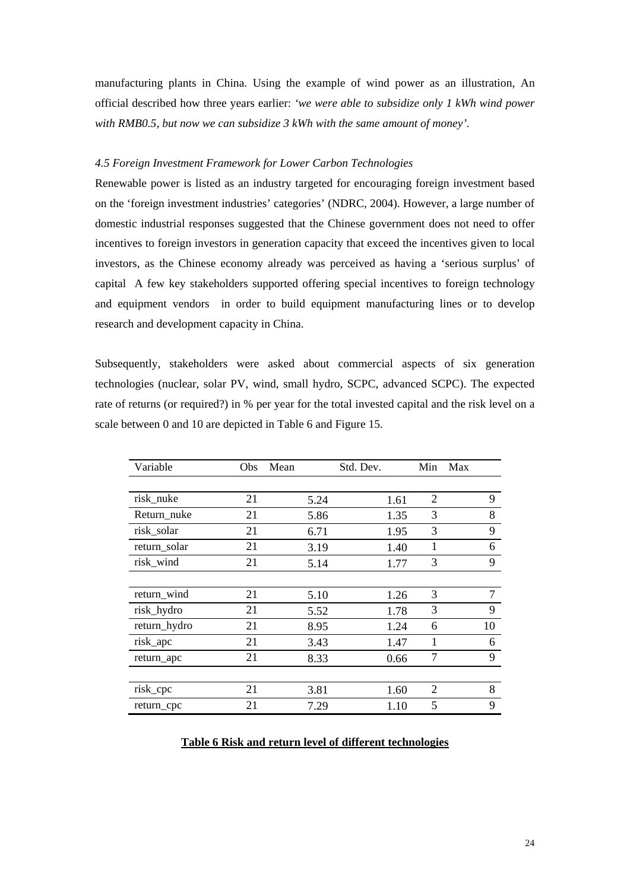manufacturing plants in China. Using the example of wind power as an illustration, An official described how three years earlier: *'we were able to subsidize only 1 kWh wind power with RMB0.5, but now we can subsidize 3 kWh with the same amount of money'.*

*4.5 Foreign Investment Framework for Lower Carbon Technologies*

Renewable power is listed as an industry targeted for encouraging foreign investment based on the 'foreign investment industries' categories' (NDRC, 2004). However, a large number of domestic industrial responses suggested that the Chinese government does not need to offer incentives to foreign investors in generation capacity that exceed the incentives given to local investors, as the Chinese economy already was perceived as having a 'serious surplus' of capital A few key stakeholders supported offering special incentives to foreign technology and equipment vendors in order to build equipment manufacturing lines or to develop research and development capacity in China.

Subsequently, stakeholders were asked about commercial aspects of six generation technologies (nuclear, solar PV, wind, small hydro, SCPC, advanced SCPC). The expected rate of returns (or required?) in % per year for the total invested capital and the risk level on a scale between 0 and 10 are depicted in Table 6 and Figure 15.

| Variable | Obs | Mean | Std. Dev. | Min | Max |
|---|---|---|---|---|---|
| risk_nuke | 21 | 5.24 | 1.61 | 2 | 9 |
| Return_nuke | 21 | 5.86 | 1.35 | 3 | 8 |
| risk_solar | 21 | 6.71 | 1.95 | 3 | 9 |
| return_solar | 21 | 3.19 | 1.40 | 1 | 6 |
| risk_wind | 21 | 5.14 | 1.77 | 3 | 9 |
| return_wind | 21 | 5.10 | 1.26 | 3 | 7 |
| risk_hydro | 21 | 5.52 | 1.78 | 3 | 9 |
| return_hydro | 21 | 8.95 | 1.24 | 6 | 10 |
| risk_apc | 21 | 3.43 | 1.47 | 1 | 6 |
| return_apc | 21 | 8.33 | 0.66 | 7 | 9 |
| risk_cpc | 21 | 3.81 | 1.60 | 2 | 8 |
| return_cpc | 21 | 7.29 | 1.10 | 5 | 9 |

**Table 6 Risk and return level of different technologies**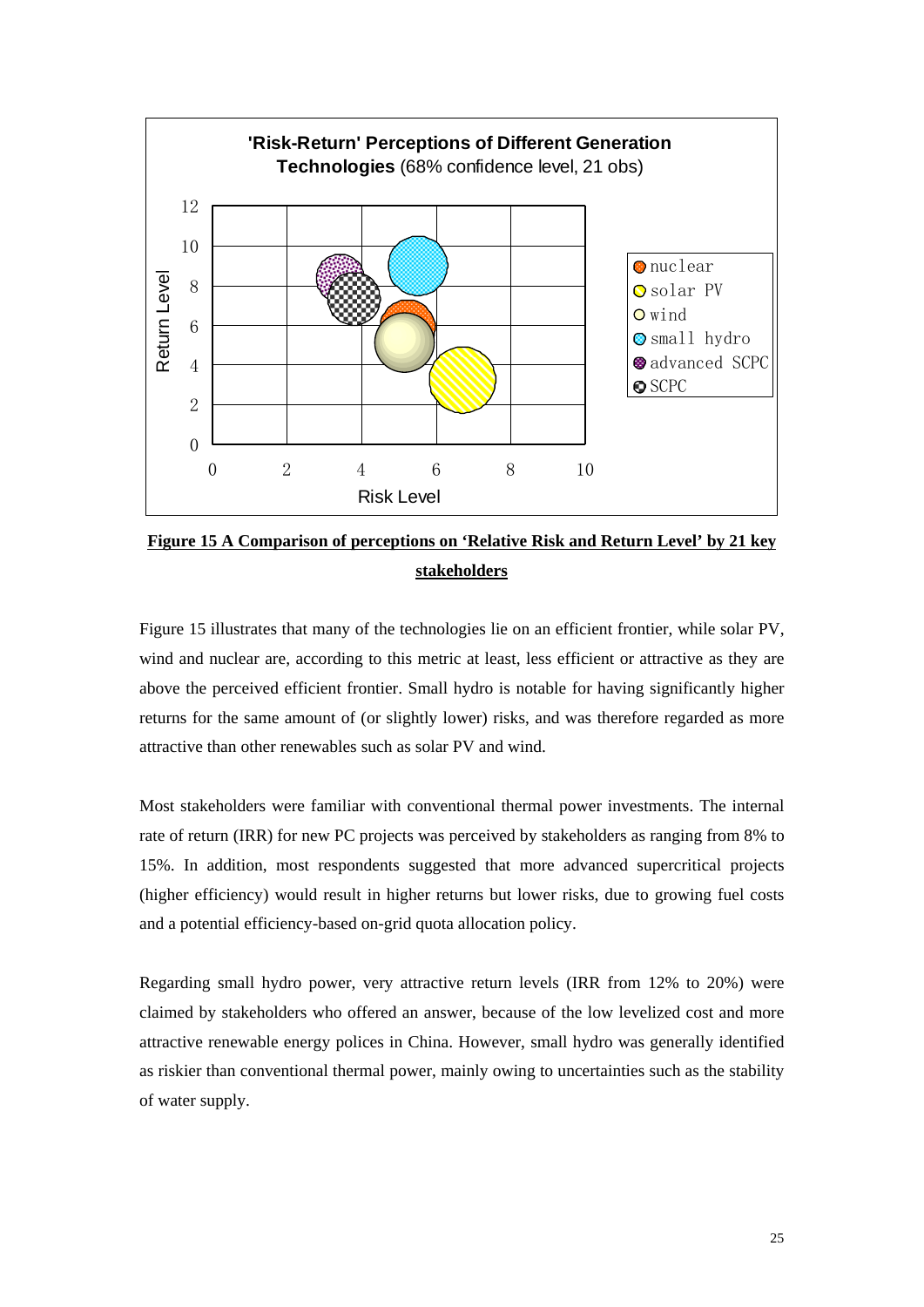**Figure 15 A Comparison of perceptions on 'Relative Risk and Return Level' by 21 key stakeholders**

Figure 15 illustrates that many of the technologies lie on an efficient frontier, while solar PV, wind and nuclear are, according to this metric at least, less efficient or attractive as they are above the perceived efficient frontier. Small hydro is notable for having significantly higher returns for the same amount of (or slightly lower) risks, and was therefore regarded as more attractive than other renewables such as solar PV and wind.

Most stakeholders were familiar with conventional thermal power investments. The internal rate of return (IRR) for new PC projects was perceived by stakeholders as ranging from 8% to 15%. In addition, most respondents suggested that more advanced supercritical projects (higher efficiency) would result in higher returns but lower risks, due to growing fuel costs and a potential efficiency-based on-grid quota allocation policy.

Regarding small hydro power, very attractive return levels (IRR from 12% to 20%) were claimed by stakeholders who offered an answer, because of the low levelized cost and more attractive renewable energy polices in China. However, small hydro was generally identified as riskier than conventional thermal power, mainly owing to uncertainties such as the stability of water supply.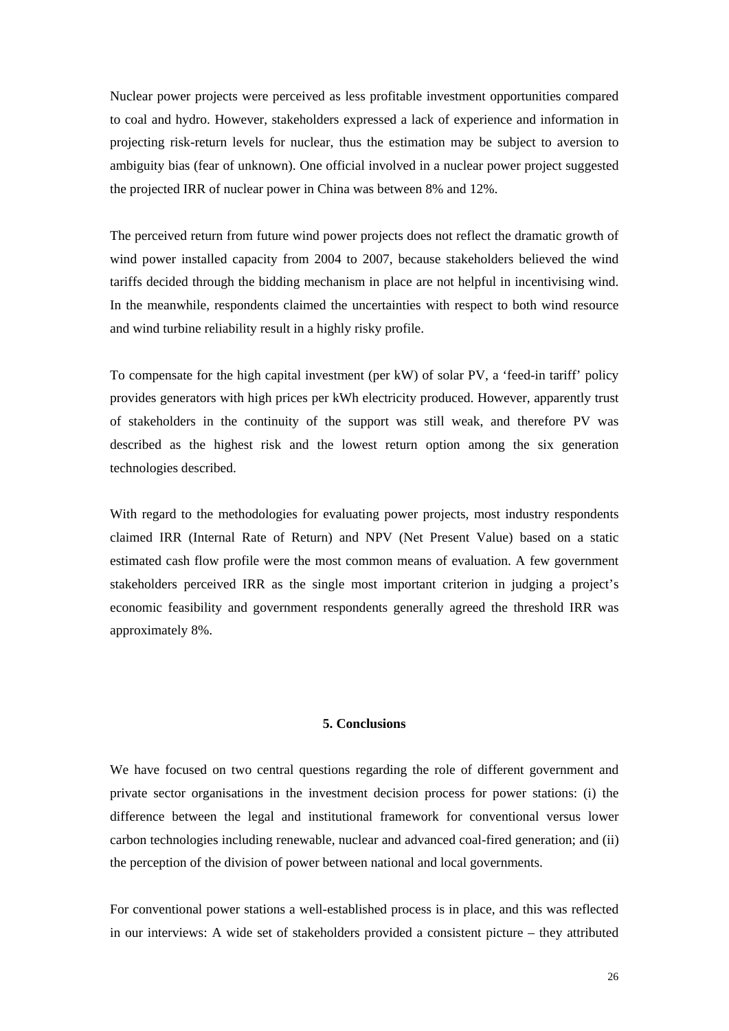Nuclear power projects were perceived as less profitable investment opportunities compared to coal and hydro. However, stakeholders expressed a lack of experience and information in projecting risk-return levels for nuclear, thus the estimation may be subject to aversion to ambiguity bias (fear of unknown). One official involved in a nuclear power project suggested the projected IRR of nuclear power in China was between 8% and 12%.

The perceived return from future wind power projects does not reflect the dramatic growth of wind power installed capacity from 2004 to 2007, because stakeholders believed the wind tariffs decided through the bidding mechanism in place are not helpful in incentivising wind. In the meanwhile, respondents claimed the uncertainties with respect to both wind resource and wind turbine reliability result in a highly risky profile.

To compensate for the high capital investment (per kW) of solar PV, a 'feed-in tariff' policy provides generators with high prices per kWh electricity produced. However, apparently trust of stakeholders in the continuity of the support was still weak, and therefore PV was described as the highest risk and the lowest return option among the six generation technologies described.

With regard to the methodologies for evaluating power projects, most industry respondents claimed IRR (Internal Rate of Return) and NPV (Net Present Value) based on a static estimated cash flow profile were the most common means of evaluation. A few government stakeholders perceived IRR as the single most important criterion in judging a project's economic feasibility and government respondents generally agreed the threshold IRR was approximately 8%.

## 5. Conclusions

We have focused on two central questions regarding the role of different government and private sector organisations in the investment decision process for power stations: (i) the difference between the legal and institutional framework for conventional versus lower carbon technologies including renewable, nuclear and advanced coal-fired generation; and (ii) the perception of the division of power between national and local governments.

For conventional power stations a well-established process is in place, and this was reflected in our interviews: A wide set of stakeholders provided a consistent picture – they attributed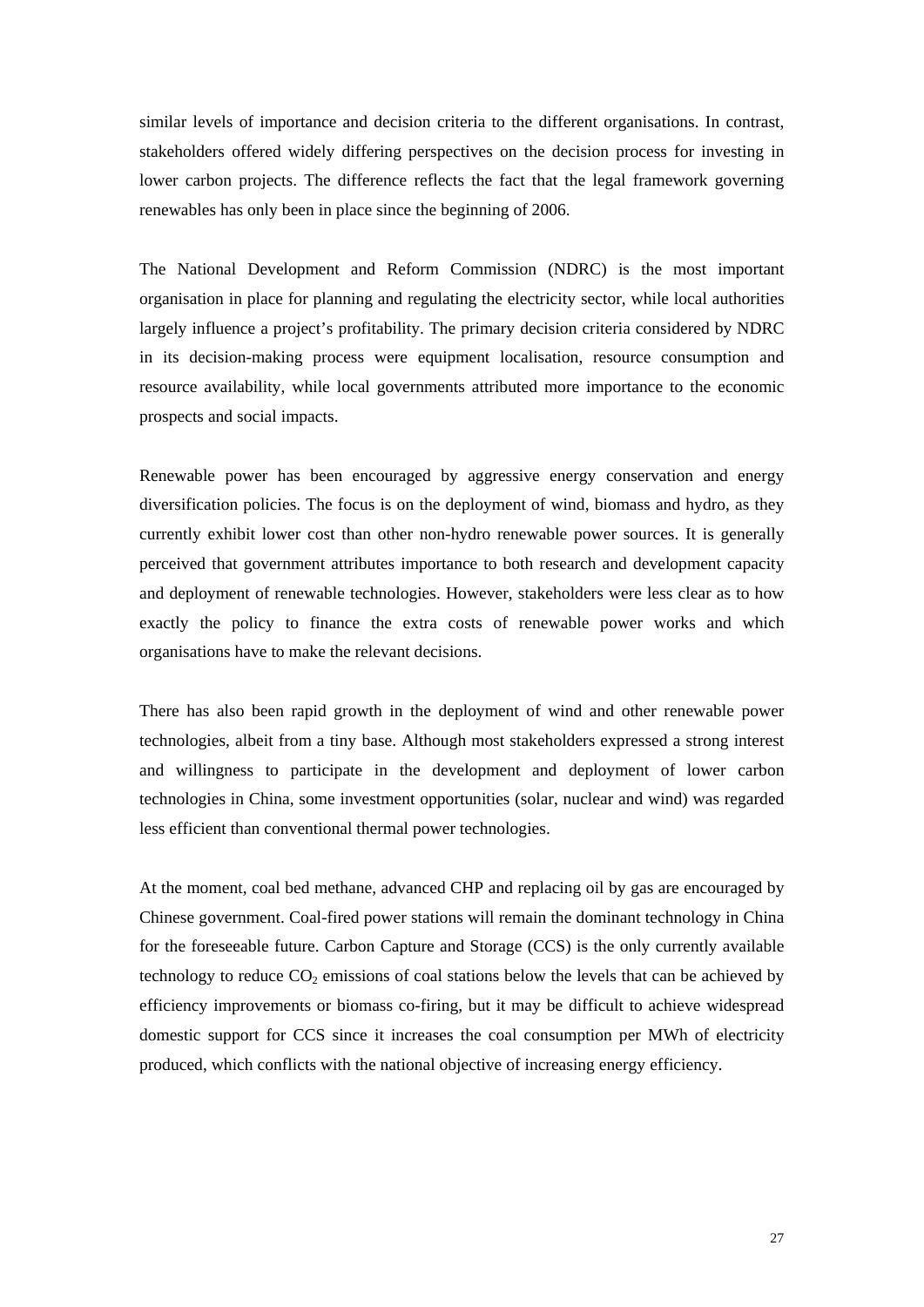similar levels of importance and decision criteria to the different organisations. In contrast, stakeholders offered widely differing perspectives on the decision process for investing in lower carbon projects. The difference reflects the fact that the legal framework governing renewables has only been in place since the beginning of 2006.

The National Development and Reform Commission (NDRC) is the most important organisation in place for planning and regulating the electricity sector, while local authorities largely influence a project's profitability. The primary decision criteria considered by NDRC in its decision-making process were equipment localisation, resource consumption and resource availability, while local governments attributed more importance to the economic prospects and social impacts.

Renewable power has been encouraged by aggressive energy conservation and energy diversification policies. The focus is on the deployment of wind, biomass and hydro, as they currently exhibit lower cost than other non-hydro renewable power sources. It is generally perceived that government attributes importance to both research and development capacity and deployment of renewable technologies. However, stakeholders were less clear as to how exactly the policy to finance the extra costs of renewable power works and which organisations have to make the relevant decisions.

There has also been rapid growth in the deployment of wind and other renewable power technologies, albeit from a tiny base. Although most stakeholders expressed a strong interest and willingness to participate in the development and deployment of lower carbon technologies in China, some investment opportunities (solar, nuclear and wind) was regarded less efficient than conventional thermal power technologies.

At the moment, coal bed methane, advanced CHP and replacing oil by gas are encouraged by Chinese government. Coal-fired power stations will remain the dominant technology in China for the foreseeable future. Carbon Capture and Storage (CCS) is the only currently available technology to reduce $CO_2$ emissions of coal stations below the levels that can be achieved by efficiency improvements or biomass co-firing, but it may be difficult to achieve widespread domestic support for CCS since it increases the coal consumption per MWh of electricity produced, which conflicts with the national objective of increasing energy efficiency.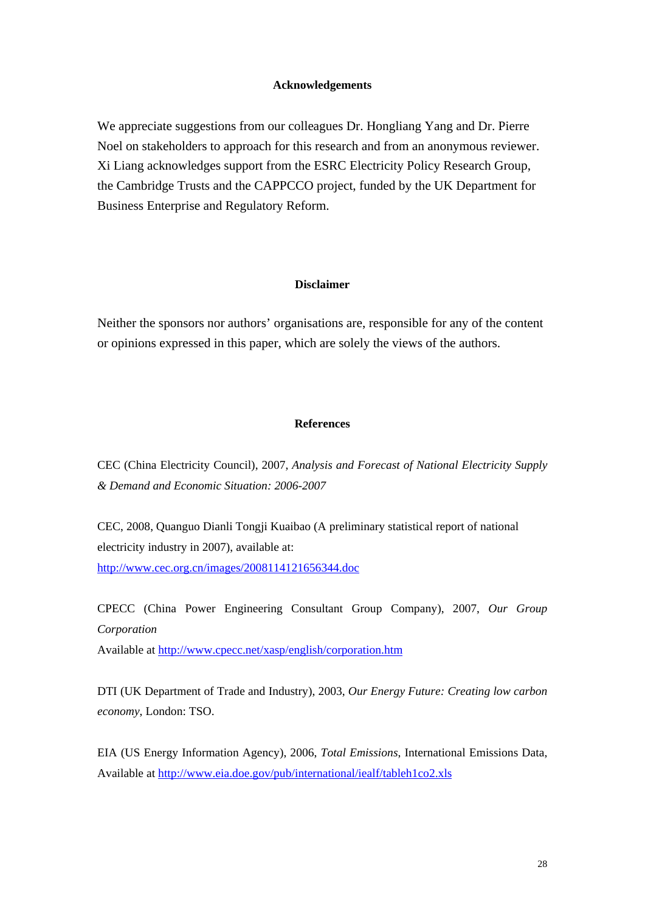## Acknowledgements

We appreciate suggestions from our colleagues Dr. Hongliang Yang and Dr. Pierre Noel on stakeholders to approach for this research and from an anonymous reviewer. Xi Liang acknowledges support from the ESRC Electricity Policy Research Group, the Cambridge Trusts and the CAPPCCO project, funded by the UK Department for Business Enterprise and Regulatory Reform.

## Disclaimer

Neither the sponsors nor authors' organisations are, responsible for any of the content or opinions expressed in this paper, which are solely the views of the authors.

## References

CEC (China Electricity Council), 2007, *Analysis and Forecast of National Electricity Supply & Demand and Economic Situation: 2006-2007*

CEC, 2008, Quanguo Dianli Tongji Kuaibao (A preliminary statistical report of national electricity industry in 2007), available at: http://www.cec.org.cn/images/2008114121656344.doc

CPECC (China Power Engineering Consultant Group Company), 2007, *Our Group Corporation*
Available at http://www.cpecc.net/xasp/english/corporation.htm

DTI (UK Department of Trade and Industry), 2003, *Our Energy Future: Creating low carbon economy*, London: TSO.

EIA (US Energy Information Agency), 2006, *Total Emissions*, International Emissions Data, Available at http://www.eia.doe.gov/pub/international/iealf/tableh1co2.xls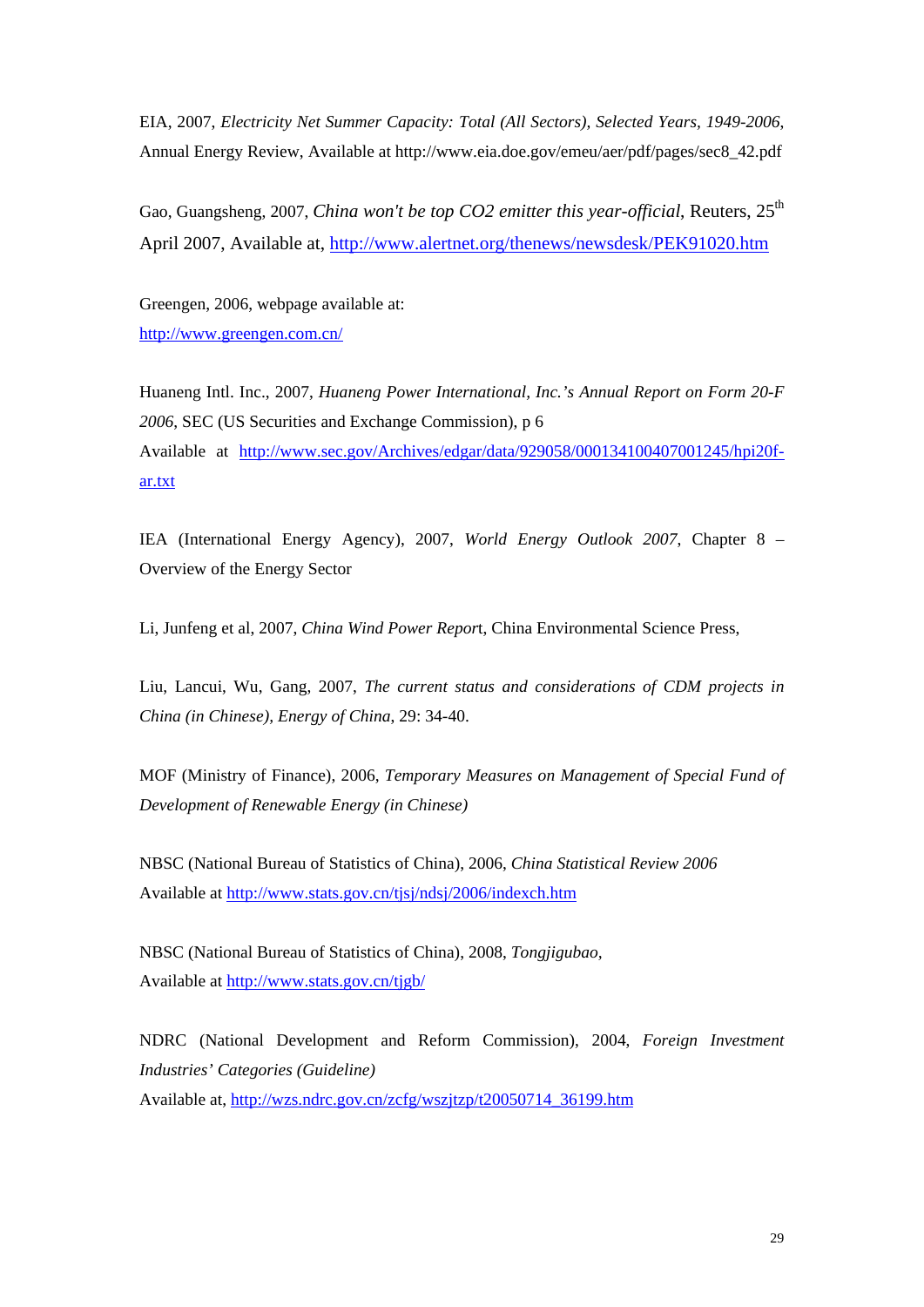EIA, 2007, *Electricity Net Summer Capacity: Total (All Sectors), Selected Years, 1949-2006*, Annual Energy Review, Available at http://www.eia.doe.gov/emeu/aer/pdf/pages/sec8_42.pdf

Gao, Guangsheng, 2007, *China won't be top CO2 emitter this year-official*, Reuters, 25th April 2007, Available at, http://www.alertnet.org/thenews/newsdesk/PEK91020.htm

Greengen, 2006, webpage available at: http://www.greengen.com.cn/

Huaneng Intl. Inc., 2007, *Huaneng Power International, Inc.'s Annual Report on Form 20-F 2006*, SEC (US Securities and Exchange Commission), p 6 Available at http://www.sec.gov/Archives/edgar/data/929058/000134100407001245/hpi20f-ar.txt

IEA (International Energy Agency), 2007, *World Energy Outlook 2007*, Chapter 8 – Overview of the Energy Sector

Li, Junfeng et al, 2007, *China Wind Power Report*, China Environmental Science Press,

Liu, Lancui, Wu, Gang, 2007, *The current status and considerations of CDM projects in China (in Chinese), Energy of China*, 29: 34-40.

MOF (Ministry of Finance), 2006, *Temporary Measures on Management of Special Fund of Development of Renewable Energy (in Chinese)*

NBSC (National Bureau of Statistics of China), 2006, *China Statistical Review 2006* Available at http://www.stats.gov.cn/tjsj/ndsj/2006/indexch.htm

NBSC (National Bureau of Statistics of China), 2008, *Tongjigubao*, Available at http://www.stats.gov.cn/tjgb/

NDRC (National Development and Reform Commission), 2004, *Foreign Investment Industries' Categories (Guideline)* Available at, http://wzs.ndrc.gov.cn/zcfg/wszjtzp/t20050714_36199.htm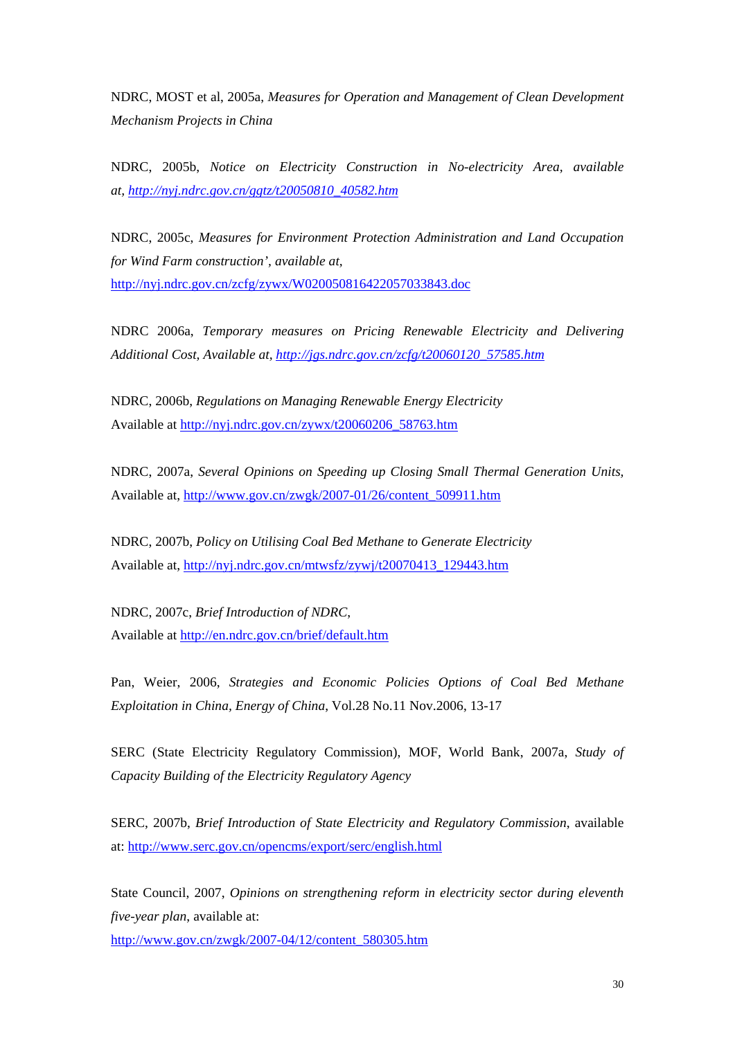NDRC, MOST et al, 2005a, *Measures for Operation and Management of Clean Development Mechanism Projects in China*

NDRC, 2005b, *Notice on Electricity Construction in No-electricity Area, available at, http://nyj.ndrc.gov.cn/ggtz/t20050810_40582.htm*

NDRC, 2005c, *Measures for Environment Protection Administration and Land Occupation for Wind Farm construction', available at,* http://nyj.ndrc.gov.cn/zcfg/zywx/W020050816422057033843.doc

NDRC 2006a, *Temporary measures on Pricing Renewable Electricity and Delivering Additional Cost, Available at, http://jgs.ndrc.gov.cn/zcfg/t20060120_57585.htm*

NDRC, 2006b, *Regulations on Managing Renewable Energy Electricity* Available at http://nyj.ndrc.gov.cn/zywx/t20060206_58763.htm

NDRC, 2007a, *Several Opinions on Speeding up Closing Small Thermal Generation Units,* Available at, http://www.gov.cn/zwgk/2007-01/26/content_509911.htm

NDRC, 2007b, *Policy on Utilising Coal Bed Methane to Generate Electricity* Available at, http://nyj.ndrc.gov.cn/mtwsfz/zywj/t20070413_129443.htm

NDRC, 2007c, *Brief Introduction of NDRC,* Available at http://en.ndrc.gov.cn/brief/default.htm

Pan, Weier, 2006, *Strategies and Economic Policies Options of Coal Bed Methane Exploitation in China*, *Energy of China*, Vol.28 No.11 Nov.2006, 13-17

SERC (State Electricity Regulatory Commission), MOF, World Bank, 2007a, *Study of Capacity Building of the Electricity Regulatory Agency*

SERC, 2007b, *Brief Introduction of State Electricity and Regulatory Commission*, available at: http://www.serc.gov.cn/opencms/export/serc/english.html

State Council, 2007, *Opinions on strengthening reform in electricity sector during eleventh five-year plan*, available at: http://www.gov.cn/zwgk/2007-04/12/content_580305.htm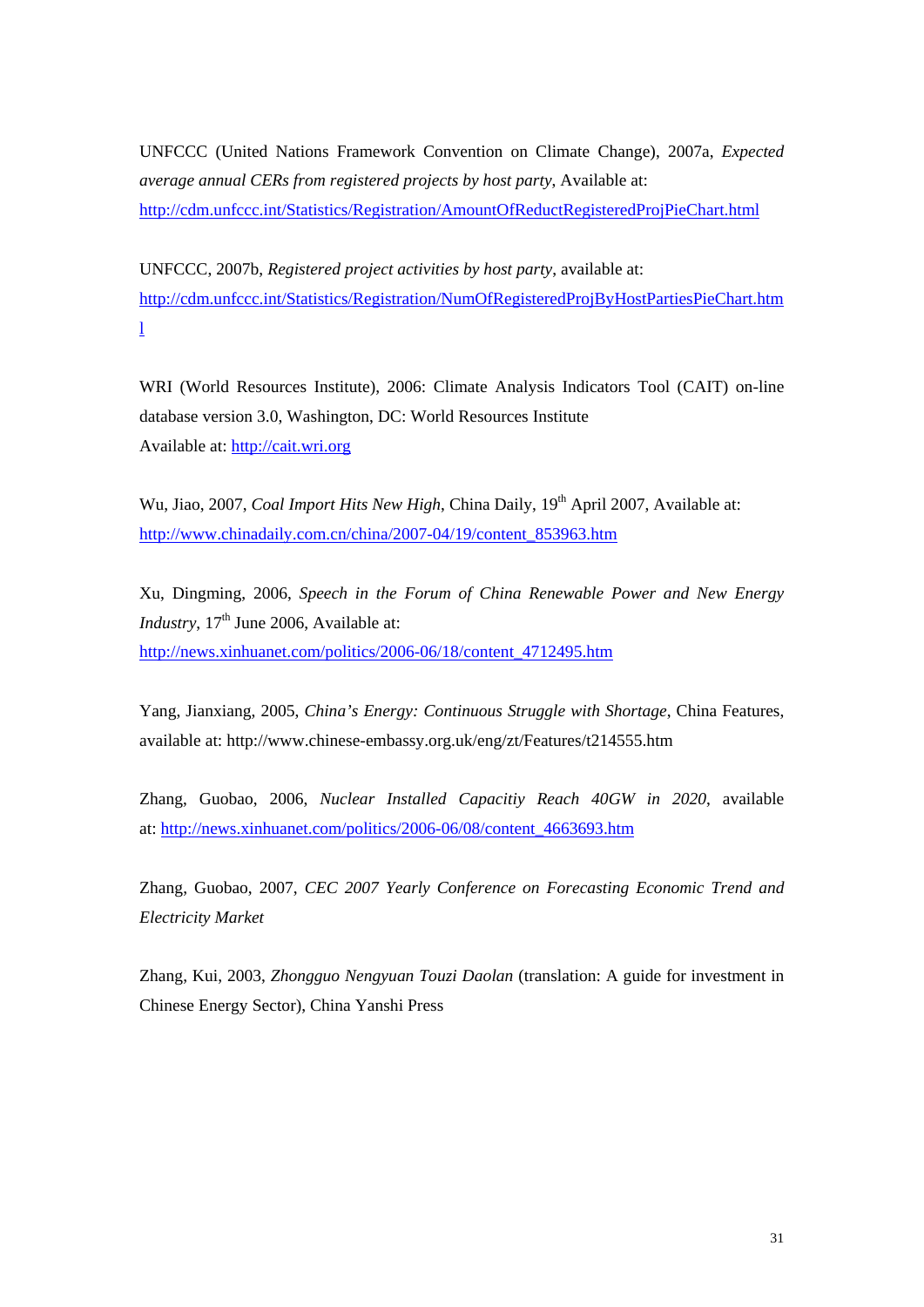UNFCCC (United Nations Framework Convention on Climate Change), 2007a, *Expected average annual CERs from registered projects by host party*, Available at: http://cdm.unfccc.int/Statistics/Registration/AmountOfReductRegisteredProjPieChart.html

UNFCCC, 2007b, *Registered project activities by host party*, available at: http://cdm.unfccc.int/Statistics/Registration/NumOfRegisteredProjByHostPartiesPieChart.html

WRI (World Resources Institute), 2006: Climate Analysis Indicators Tool (CAIT) on-line database version 3.0, Washington, DC: World Resources Institute
Available at: http://cait.wri.org

Wu, Jiao, 2007, *Coal Import Hits New High*, China Daily, 19th April 2007, Available at: http://www.chinadaily.com.cn/china/2007-04/19/content_853963.htm

Xu, Dingming, 2006, *Speech in the Forum of China Renewable Power and New Energy Industry*, 17th June 2006, Available at: http://news.xinhuanet.com/politics/2006-06/18/content_4712495.htm

Yang, Jianxiang, 2005, *China's Energy: Continuous Struggle with Shortage*, China Features, available at: http://www.chinese-embassy.org.uk/eng/zt/Features/t214555.htm

Zhang, Guobao, 2006, *Nuclear Installed Capacitiy Reach 40GW in 2020*, available at: http://news.xinhuanet.com/politics/2006-06/08/content_4663693.htm

Zhang, Guobao, 2007, *CEC 2007 Yearly Conference on Forecasting Economic Trend and Electricity Market*

Zhang, Kui, 2003, *Zhongguo Nengyuan Touzi Daolan* (translation: A guide for investment in Chinese Energy Sector), China Yanshi Press